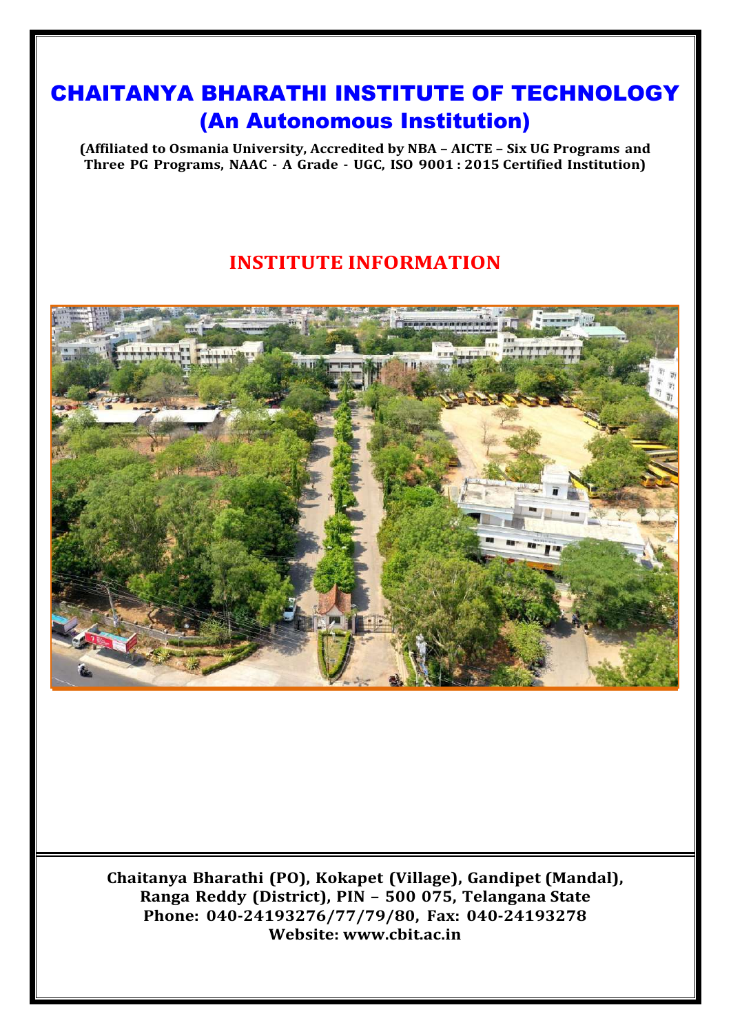# CHAITANYA BHARATHI INSTITUTE OF TECHNOLOGY
## (An Autonomous Institution)

**(Affiliated to Osmania University, Accredited by NBA – AICTE – Six UG Programs and Three PG Programs, NAAC - A Grade - UGC, ISO 9001 : 2015 Certified Institution)**

## INSTITUTE INFORMATION

**Chaitanya Bharathi (PO), Kokapet (Village), Gandipet (Mandal), Ranga Reddy (District), PIN – 500 075, Telangana State**
**Phone: 040-24193276/77/79/80, Fax: 040-24193278**
**Website: www.cbit.ac.in**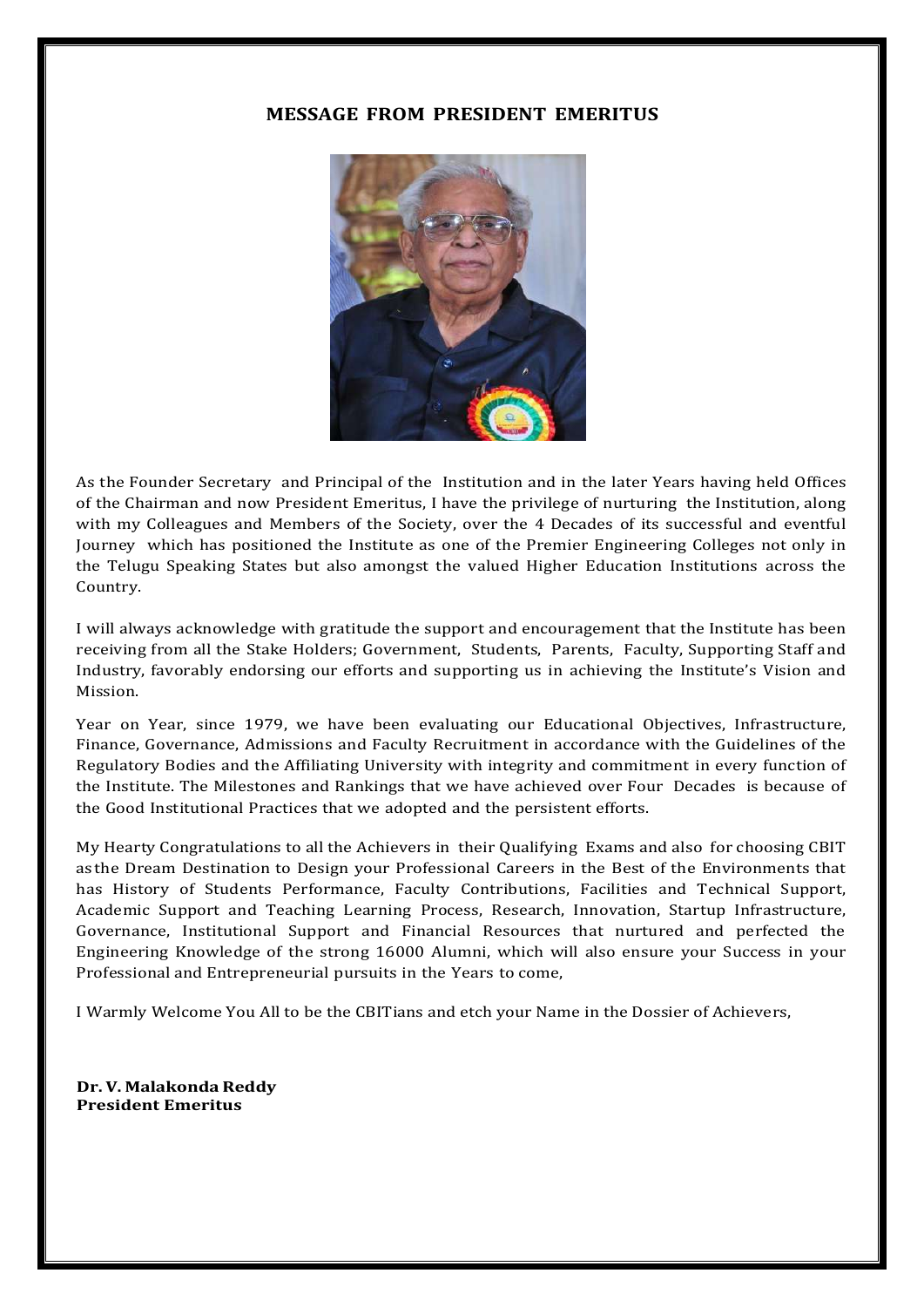## MESSAGE FROM PRESIDENT EMERITUS

As the Founder Secretary and Principal of the Institution and in the later Years having held Offices of the Chairman and now President Emeritus, I have the privilege of nurturing the Institution, along with my Colleagues and Members of the Society, over the 4 Decades of its successful and eventful Journey which has positioned the Institute as one of the Premier Engineering Colleges not only in the Telugu Speaking States but also amongst the valued Higher Education Institutions across the Country.

I will always acknowledge with gratitude the support and encouragement that the Institute has been receiving from all the Stake Holders; Government, Students, Parents, Faculty, Supporting Staff and Industry, favorably endorsing our efforts and supporting us in achieving the Institute's Vision and Mission.

Year on Year, since 1979, we have been evaluating our Educational Objectives, Infrastructure, Finance, Governance, Admissions and Faculty Recruitment in accordance with the Guidelines of the Regulatory Bodies and the Affiliating University with integrity and commitment in every function of the Institute. The Milestones and Rankings that we have achieved over Four Decades is because of the Good Institutional Practices that we adopted and the persistent efforts.

My Hearty Congratulations to all the Achievers in their Qualifying Exams and also for choosing CBIT as the Dream Destination to Design your Professional Careers in the Best of the Environments that has History of Students Performance, Faculty Contributions, Facilities and Technical Support, Academic Support and Teaching Learning Process, Research, Innovation, Startup Infrastructure, Governance, Institutional Support and Financial Resources that nurtured and perfected the Engineering Knowledge of the strong 16000 Alumni, which will also ensure your Success in your Professional and Entrepreneurial pursuits in the Years to come,

I Warmly Welcome You All to be the CBITians and etch your Name in the Dossier of Achievers,

**Dr. V. Malakonda Reddy**
**President Emeritus**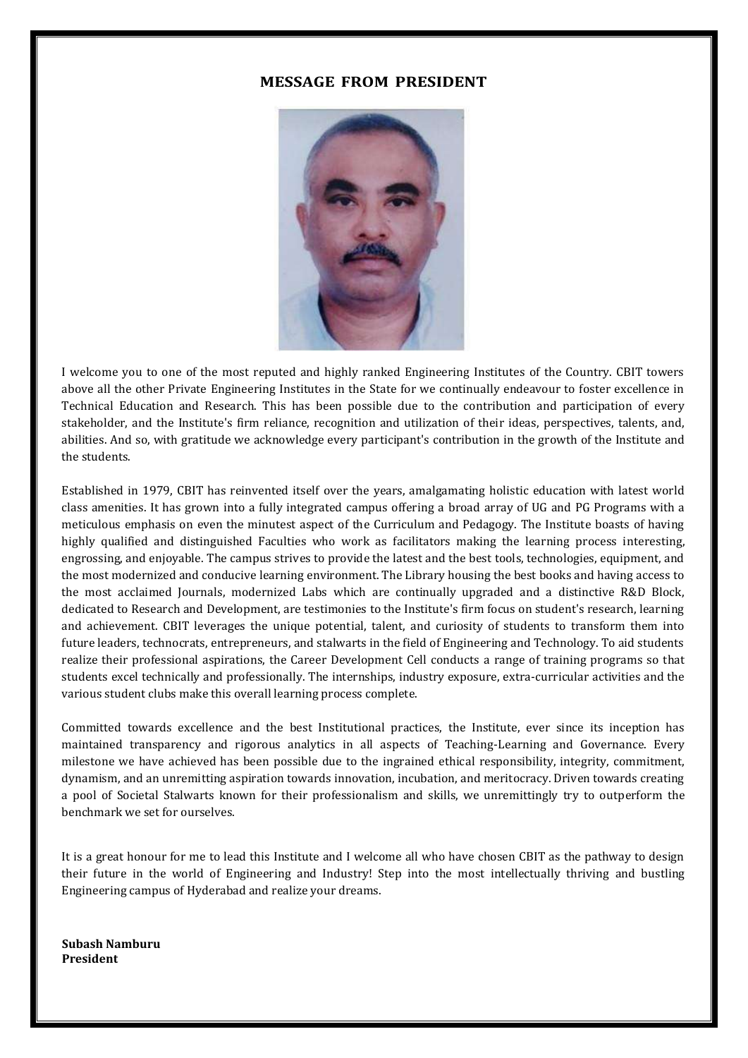## MESSAGE FROM PRESIDENT

I welcome you to one of the most reputed and highly ranked Engineering Institutes of the Country. CBIT towers above all the other Private Engineering Institutes in the State for we continually endeavour to foster excellence in Technical Education and Research. This has been possible due to the contribution and participation of every stakeholder, and the Institute's firm reliance, recognition and utilization of their ideas, perspectives, talents, and, abilities. And so, with gratitude we acknowledge every participant's contribution in the growth of the Institute and the students.

Established in 1979, CBIT has reinvented itself over the years, amalgamating holistic education with latest world class amenities. It has grown into a fully integrated campus offering a broad array of UG and PG Programs with a meticulous emphasis on even the minutest aspect of the Curriculum and Pedagogy. The Institute boasts of having highly qualified and distinguished Faculties who work as facilitators making the learning process interesting, engrossing, and enjoyable. The campus strives to provide the latest and the best tools, technologies, equipment, and the most modernized and conducive learning environment. The Library housing the best books and having access to the most acclaimed Journals, modernized Labs which are continually upgraded and a distinctive R&D Block, dedicated to Research and Development, are testimonies to the Institute's firm focus on student's research, learning and achievement. CBIT leverages the unique potential, talent, and curiosity of students to transform them into future leaders, technocrats, entrepreneurs, and stalwarts in the field of Engineering and Technology. To aid students realize their professional aspirations, the Career Development Cell conducts a range of training programs so that students excel technically and professionally. The internships, industry exposure, extra-curricular activities and the various student clubs make this overall learning process complete.

Committed towards excellence and the best Institutional practices, the Institute, ever since its inception has maintained transparency and rigorous analytics in all aspects of Teaching-Learning and Governance. Every milestone we have achieved has been possible due to the ingrained ethical responsibility, integrity, commitment, dynamism, and an unremitting aspiration towards innovation, incubation, and meritocracy. Driven towards creating a pool of Societal Stalwarts known for their professionalism and skills, we unremittingly try to outperform the benchmark we set for ourselves.

It is a great honour for me to lead this Institute and I welcome all who have chosen CBIT as the pathway to design their future in the world of Engineering and Industry! Step into the most intellectually thriving and bustling Engineering campus of Hyderabad and realize your dreams.

**Subash Namburu**
**President**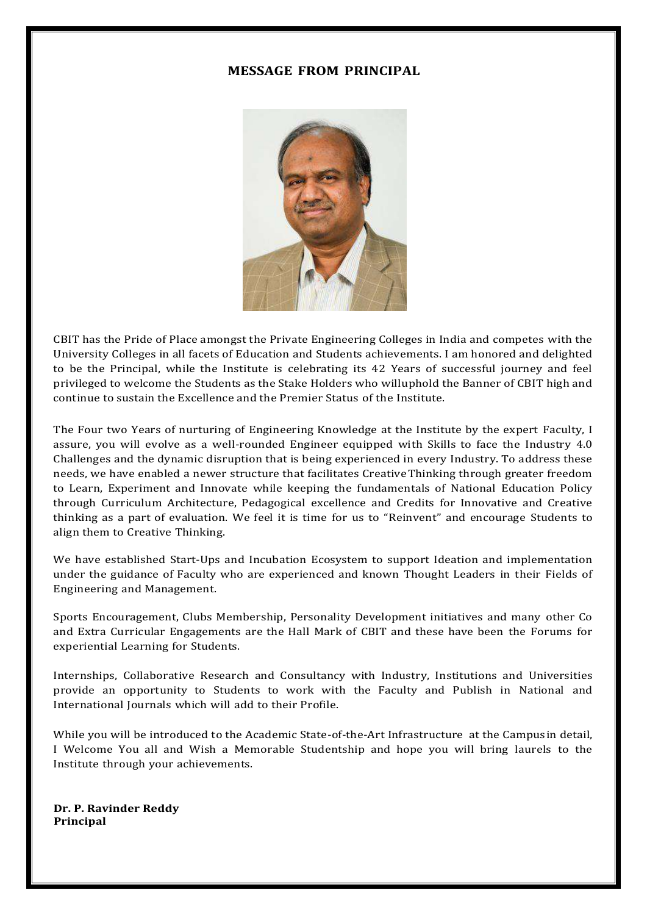## MESSAGE FROM PRINCIPAL

CBIT has the Pride of Place amongst the Private Engineering Colleges in India and competes with the University Colleges in all facets of Education and Students achievements. I am honored and delighted to be the Principal, while the Institute is celebrating its 42 Years of successful journey and feel privileged to welcome the Students as the Stake Holders who willuphold the Banner of CBIT high and continue to sustain the Excellence and the Premier Status of the Institute.

The Four two Years of nurturing of Engineering Knowledge at the Institute by the expert Faculty, I assure, you will evolve as a well-rounded Engineer equipped with Skills to face the Industry 4.0 Challenges and the dynamic disruption that is being experienced in every Industry. To address these needs, we have enabled a newer structure that facilitates Creative Thinking through greater freedom to Learn, Experiment and Innovate while keeping the fundamentals of National Education Policy through Curriculum Architecture, Pedagogical excellence and Credits for Innovative and Creative thinking as a part of evaluation. We feel it is time for us to "Reinvent" and encourage Students to align them to Creative Thinking.

We have established Start-Ups and Incubation Ecosystem to support Ideation and implementation under the guidance of Faculty who are experienced and known Thought Leaders in their Fields of Engineering and Management.

Sports Encouragement, Clubs Membership, Personality Development initiatives and many other Co and Extra Curricular Engagements are the Hall Mark of CBIT and these have been the Forums for experiential Learning for Students.

Internships, Collaborative Research and Consultancy with Industry, Institutions and Universities provide an opportunity to Students to work with the Faculty and Publish in National and International Journals which will add to their Profile.

While you will be introduced to the Academic State-of-the-Art Infrastructure at the Campus in detail, I Welcome You all and Wish a Memorable Studentship and hope you will bring laurels to the Institute through your achievements.

**Dr. P. Ravinder Reddy**
**Principal**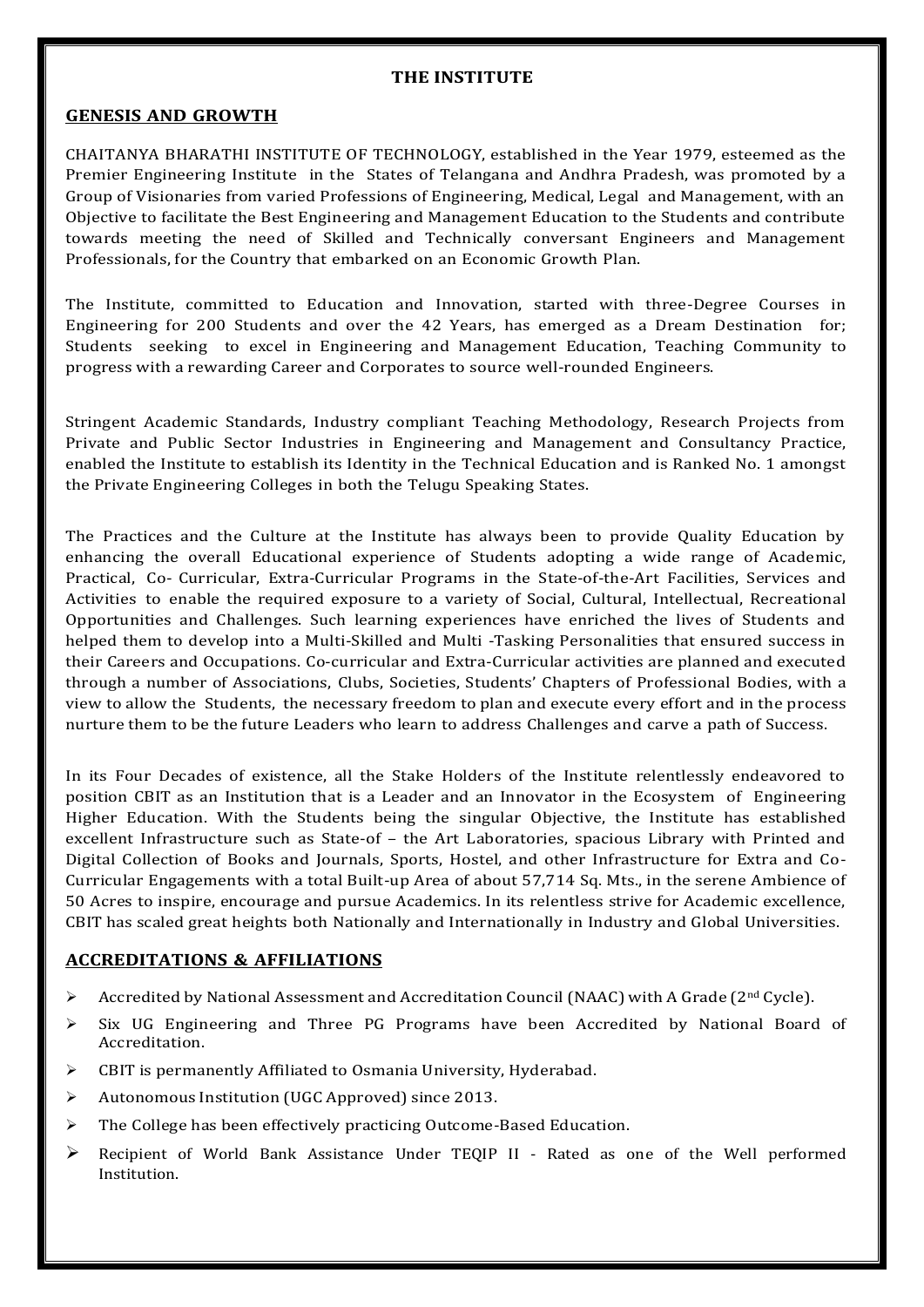# THE INSTITUTE

## GENESIS AND GROWTH

CHAITANYA BHARATHI INSTITUTE OF TECHNOLOGY, established in the Year 1979, esteemed as the Premier Engineering Institute in the States of Telangana and Andhra Pradesh, was promoted by a Group of Visionaries from varied Professions of Engineering, Medical, Legal and Management, with an Objective to facilitate the Best Engineering and Management Education to the Students and contribute towards meeting the need of Skilled and Technically conversant Engineers and Management Professionals, for the Country that embarked on an Economic Growth Plan.

The Institute, committed to Education and Innovation, started with three-Degree Courses in Engineering for 200 Students and over the 42 Years, has emerged as a Dream Destination for; Students seeking to excel in Engineering and Management Education, Teaching Community to progress with a rewarding Career and Corporates to source well-rounded Engineers.

Stringent Academic Standards, Industry compliant Teaching Methodology, Research Projects from Private and Public Sector Industries in Engineering and Management and Consultancy Practice, enabled the Institute to establish its Identity in the Technical Education and is Ranked No. 1 amongst the Private Engineering Colleges in both the Telugu Speaking States.

The Practices and the Culture at the Institute has always been to provide Quality Education by enhancing the overall Educational experience of Students adopting a wide range of Academic, Practical, Co- Curricular, Extra-Curricular Programs in the State-of-the-Art Facilities, Services and Activities to enable the required exposure to a variety of Social, Cultural, Intellectual, Recreational Opportunities and Challenges. Such learning experiences have enriched the lives of Students and helped them to develop into a Multi-Skilled and Multi -Tasking Personalities that ensured success in their Careers and Occupations. Co-curricular and Extra-Curricular activities are planned and executed through a number of Associations, Clubs, Societies, Students' Chapters of Professional Bodies, with a view to allow the Students, the necessary freedom to plan and execute every effort and in the process nurture them to be the future Leaders who learn to address Challenges and carve a path of Success.

In its Four Decades of existence, all the Stake Holders of the Institute relentlessly endeavored to position CBIT as an Institution that is a Leader and an Innovator in the Ecosystem of Engineering Higher Education. With the Students being the singular Objective, the Institute has established excellent Infrastructure such as State-of – the Art Laboratories, spacious Library with Printed and Digital Collection of Books and Journals, Sports, Hostel, and other Infrastructure for Extra and Co-Curricular Engagements with a total Built-up Area of about 57,714 Sq. Mts., in the serene Ambience of 50 Acres to inspire, encourage and pursue Academics. In its relentless strive for Academic excellence, CBIT has scaled great heights both Nationally and Internationally in Industry and Global Universities.

## ACCREDITATIONS & AFFILIATIONS

- Accredited by National Assessment and Accreditation Council (NAAC) with A Grade (2nd Cycle).
- Six UG Engineering and Three PG Programs have been Accredited by National Board of Accreditation.
- CBIT is permanently Affiliated to Osmania University, Hyderabad.
- Autonomous Institution (UGC Approved) since 2013.
- The College has been effectively practicing Outcome-Based Education.
- Recipient of World Bank Assistance Under TEQIP II - Rated as one of the Well performed Institution.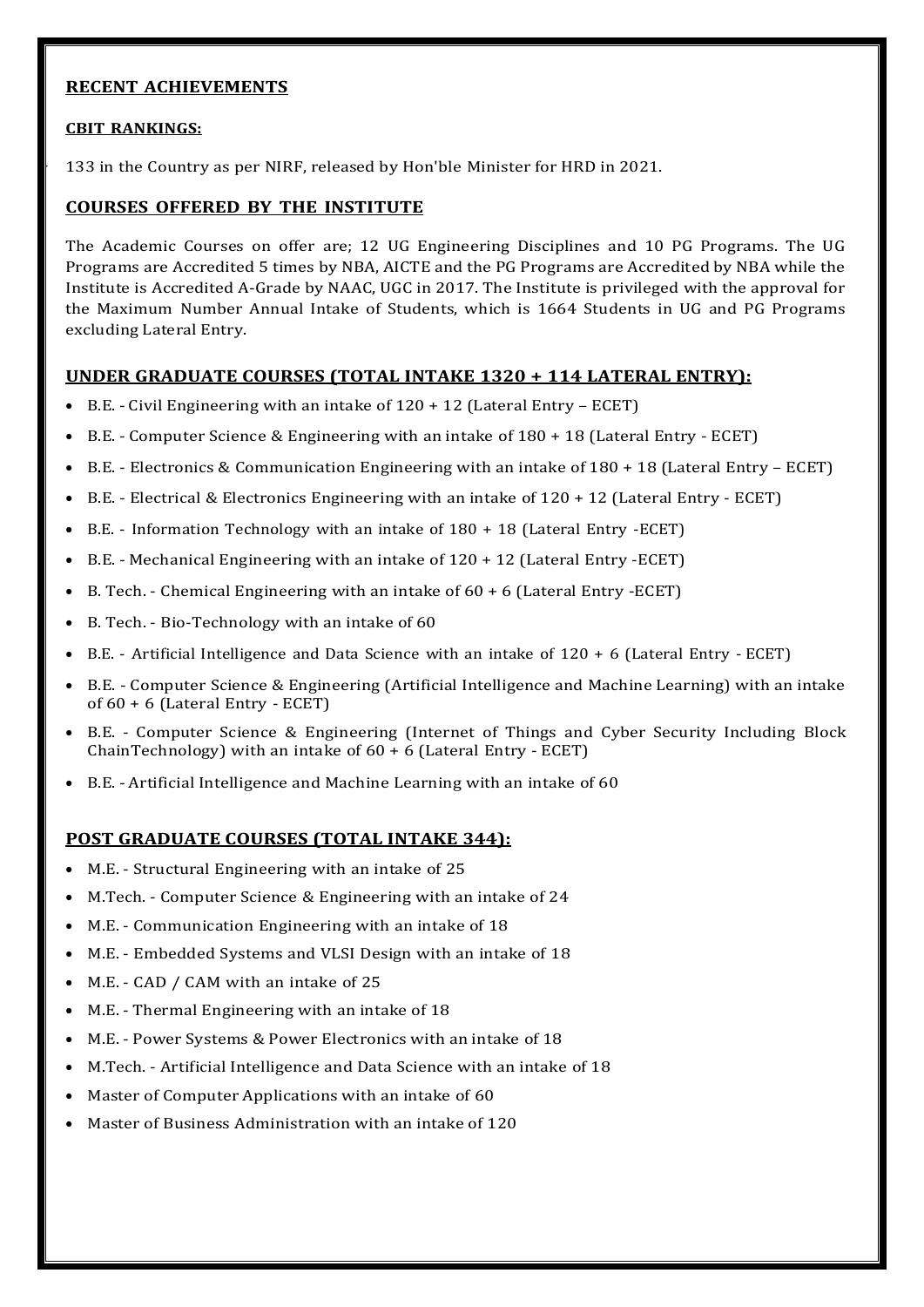## RECENT ACHIEVEMENTS

### CBIT RANKINGS:

- 133 in the Country as per NIRF, released by Hon'ble Minister for HRD in 2021.

## COURSES OFFERED BY THE INSTITUTE

The Academic Courses on offer are; 12 UG Engineering Disciplines and 10 PG Programs. The UG Programs are Accredited 5 times by NBA, AICTE and the PG Programs are Accredited by NBA while the Institute is Accredited A-Grade by NAAC, UGC in 2017. The Institute is privileged with the approval for the Maximum Number Annual Intake of Students, which is 1664 Students in UG and PG Programs excluding Lateral Entry.

## UNDER GRADUATE COURSES (TOTAL INTAKE 1320 + 114 LATERAL ENTRY):

- B.E. - Civil Engineering with an intake of 120 + 12 (Lateral Entry – ECET)
- B.E. - Computer Science & Engineering with an intake of 180 + 18 (Lateral Entry - ECET)
- B.E. - Electronics & Communication Engineering with an intake of 180 + 18 (Lateral Entry – ECET)
- B.E. - Electrical & Electronics Engineering with an intake of 120 + 12 (Lateral Entry - ECET)
- B.E. - Information Technology with an intake of 180 + 18 (Lateral Entry -ECET)
- B.E. - Mechanical Engineering with an intake of 120 + 12 (Lateral Entry -ECET)
- B. Tech. - Chemical Engineering with an intake of 60 + 6 (Lateral Entry -ECET)
- B. Tech. - Bio-Technology with an intake of 60
- B.E. - Artificial Intelligence and Data Science with an intake of 120 + 6 (Lateral Entry - ECET)
- B.E. - Computer Science & Engineering (Artificial Intelligence and Machine Learning) with an intake of 60 + 6 (Lateral Entry - ECET)
- B.E. - Computer Science & Engineering (Internet of Things and Cyber Security Including Block ChainTechnology) with an intake of 60 + 6 (Lateral Entry - ECET)
- B.E. - Artificial Intelligence and Machine Learning with an intake of 60

## POST GRADUATE COURSES (TOTAL INTAKE 344):

- M.E. - Structural Engineering with an intake of 25
- M.Tech. - Computer Science & Engineering with an intake of 24
- M.E. - Communication Engineering with an intake of 18
- M.E. - Embedded Systems and VLSI Design with an intake of 18
- M.E. - CAD / CAM with an intake of 25
- M.E. - Thermal Engineering with an intake of 18
- M.E. - Power Systems & Power Electronics with an intake of 18
- M.Tech. - Artificial Intelligence and Data Science with an intake of 18
- Master of Computer Applications with an intake of 60
- Master of Business Administration with an intake of 120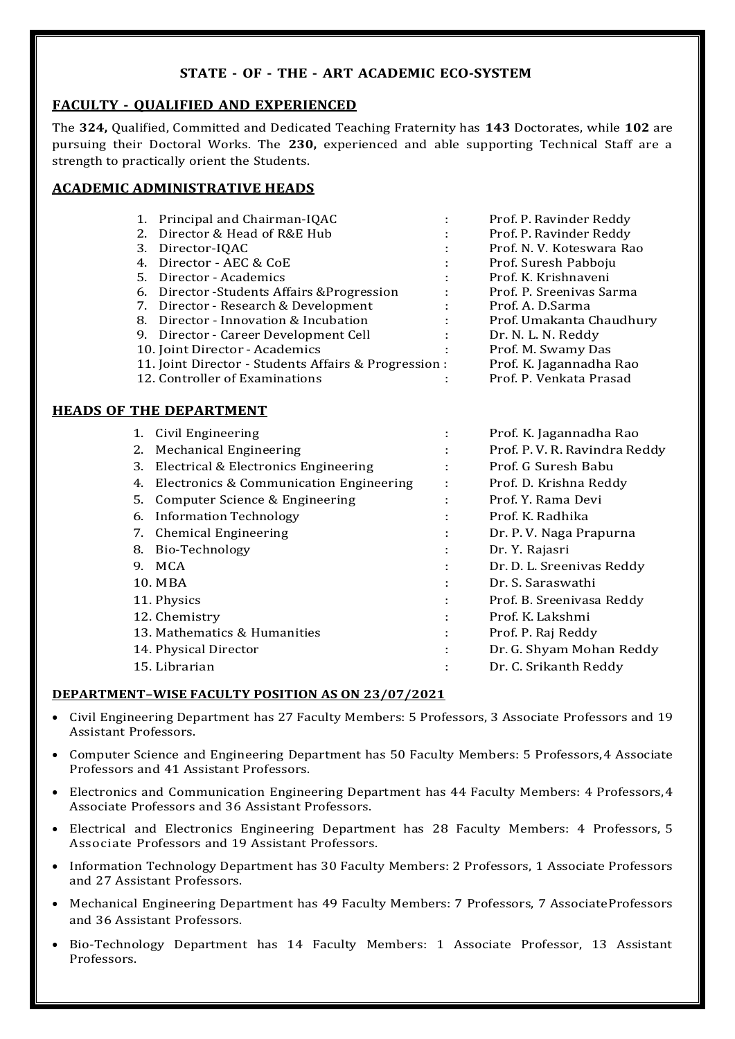## STATE - OF - THE - ART ACADEMIC ECO-SYSTEM

### FACULTY - QUALIFIED AND EXPERIENCED

The **324,** Qualified, Committed and Dedicated Teaching Fraternity has **143** Doctorates, while **102** are pursuing their Doctoral Works. The **230,** experienced and able supporting Technical Staff are a strength to practically orient the Students.

### ACADEMIC ADMINISTRATIVE HEADS

| | | | |
|---|---|---|---|
| 1. | Principal and Chairman-IQAC | : | Prof. P. Ravinder Reddy |
| 2. | Director & Head of R&E Hub | : | Prof. P. Ravinder Reddy |
| 3. | Director-IQAC | : | Prof. N. V. Koteswara Rao |
| 4. | Director - AEC & CoE | : | Prof. Suresh Pabboju |
| 5. | Director - Academics | : | Prof. K. Krishnaveni |
| 6. | Director -Students Affairs &Progression | : | Prof. P. Sreenivas Sarma |
| 7. | Director - Research & Development | : | Prof. A. D.Sarma |
| 8. | Director - Innovation & Incubation | : | Prof. Umakanta Chaudhury |
| 9. | Director - Career Development Cell | : | Dr. N. L. N. Reddy |
| 10. | Joint Director - Academics | : | Prof. M. Swamy Das |
| 11. | Joint Director - Students Affairs & Progression | : | Prof. K. Jagannadha Rao |
| 12. | Controller of Examinations | : | Prof. P. Venkata Prasad |

### HEADS OF THE DEPARTMENT

| | | | |
|---|---|---|---|
| 1. | Civil Engineering | : | Prof. K. Jagannadha Rao |
| 2. | Mechanical Engineering | : | Prof. P. V. R. Ravindra Reddy |
| 3. | Electrical & Electronics Engineering | : | Prof. G Suresh Babu |
| 4. | Electronics & Communication Engineering | : | Prof. D. Krishna Reddy |
| 5. | Computer Science & Engineering | : | Prof. Y. Rama Devi |
| 6. | Information Technology | : | Prof. K. Radhika |
| 7. | Chemical Engineering | : | Dr. P. V. Naga Prapurna |
| 8. | Bio-Technology | : | Dr. Y. Rajasri |
| 9. | MCA | : | Dr. D. L. Sreenivas Reddy |
| 10. | MBA | : | Dr. S. Saraswathi |
| 11. | Physics | : | Prof. B. Sreenivasa Reddy |
| 12. | Chemistry | : | Prof. K. Lakshmi |
| 13. | Mathematics & Humanities | : | Prof. P. Raj Reddy |
| 14. | Physical Director | : | Dr. G. Shyam Mohan Reddy |
| 15. | Librarian | : | Dr. C. Srikanth Reddy |

#### DEPARTMENT–WISE FACULTY POSITION AS ON 23/07/2021

- Civil Engineering Department has 27 Faculty Members: 5 Professors, 3 Associate Professors and 19 Assistant Professors.
- Computer Science and Engineering Department has 50 Faculty Members: 5 Professors, 4 Associate Professors and 41 Assistant Professors.
- Electronics and Communication Engineering Department has 44 Faculty Members: 4 Professors, 4 Associate Professors and 36 Assistant Professors.
- Electrical and Electronics Engineering Department has 28 Faculty Members: 4 Professors, 5 Associate Professors and 19 Assistant Professors.
- Information Technology Department has 30 Faculty Members: 2 Professors, 1 Associate Professors and 27 Assistant Professors.
- Mechanical Engineering Department has 49 Faculty Members: 7 Professors, 7 AssociateProfessors and 36 Assistant Professors.
- Bio-Technology Department has 14 Faculty Members: 1 Associate Professor, 13 Assistant Professors.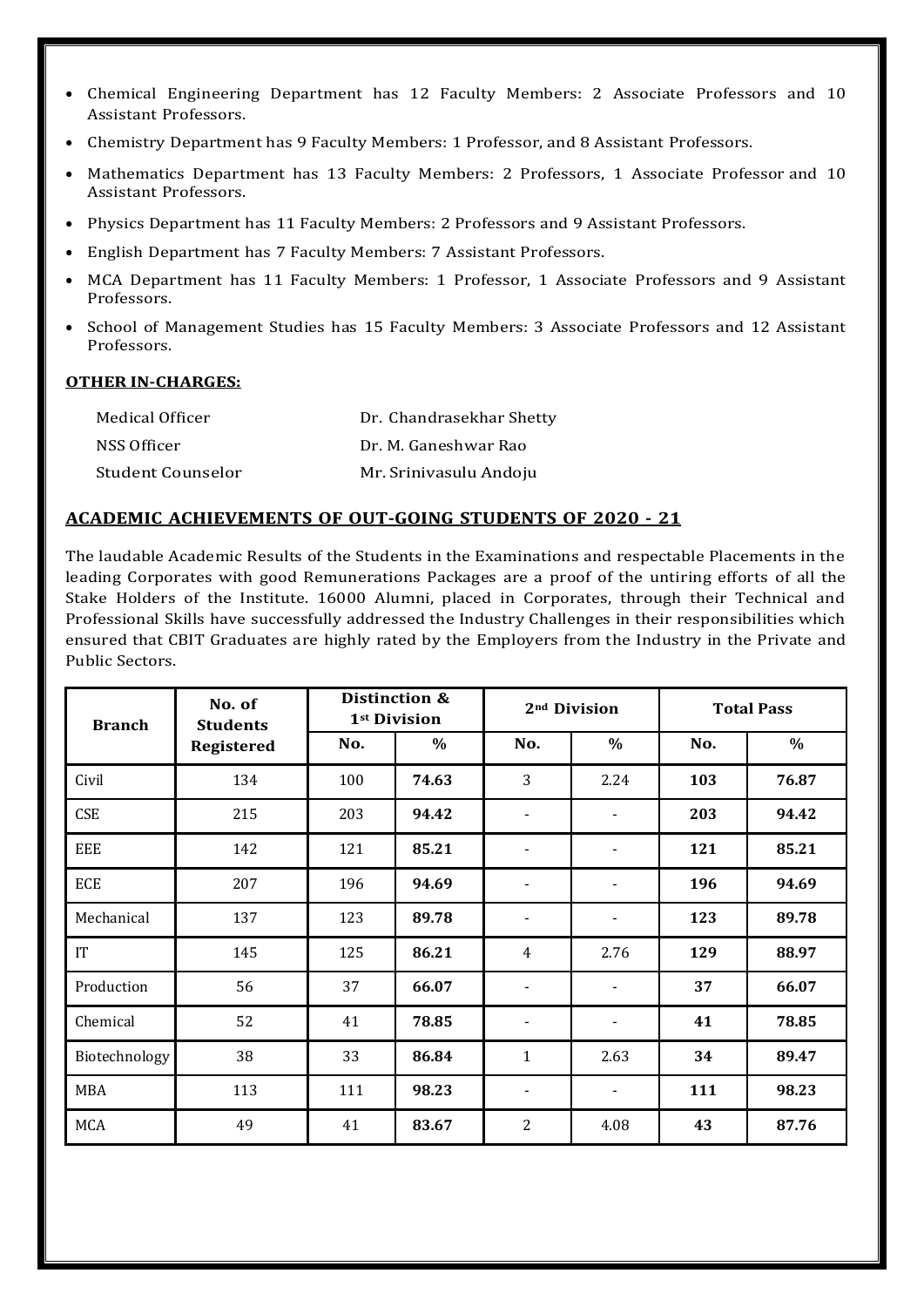- Chemical Engineering Department has 12 Faculty Members: 2 Associate Professors and 10 Assistant Professors.
- Chemistry Department has 9 Faculty Members: 1 Professor, and 8 Assistant Professors.
- Mathematics Department has 13 Faculty Members: 2 Professors, 1 Associate Professor and 10 Assistant Professors.
- Physics Department has 11 Faculty Members: 2 Professors and 9 Assistant Professors.
- English Department has 7 Faculty Members: 7 Assistant Professors.
- MCA Department has 11 Faculty Members: 1 Professor, 1 Associate Professors and 9 Assistant Professors.
- School of Management Studies has 15 Faculty Members: 3 Associate Professors and 12 Assistant Professors.

**OTHER IN-CHARGES:**

| | |
|---|---|
| Medical Officer | Dr. Chandrasekhar Shetty |
| NSS Officer | Dr. M. Ganeshwar Rao |
| Student Counselor | Mr. Srinivasulu Andoju |

## ACADEMIC ACHIEVEMENTS OF OUT-GOING STUDENTS OF 2020 - 21

The laudable Academic Results of the Students in the Examinations and respectable Placements in the leading Corporates with good Remunerations Packages are a proof of the untiring efforts of all the Stake Holders of the Institute. 16000 Alumni, placed in Corporates, through their Technical and Professional Skills have successfully addressed the Industry Challenges in their responsibilities which ensured that CBIT Graduates are highly rated by the Employers from the Industry in the Private and Public Sectors.

| Branch | No. of Students Registered | Distinction & 1st Division | | 2nd Division | | Total Pass | |
|---|---|---|---|---|---|---|---|
| | | No. | % | No. | % | No. | % |
| Civil | 134 | 100 | **74.63** | 3 | 2.24 | **103** | **76.87** |
| CSE | 215 | 203 | **94.42** | - | - | **203** | **94.42** |
| EEE | 142 | 121 | **85.21** | - | - | **121** | **85.21** |
| ECE | 207 | 196 | **94.69** | - | - | **196** | **94.69** |
| Mechanical | 137 | 123 | **89.78** | - | - | **123** | **89.78** |
| IT | 145 | 125 | **86.21** | 4 | 2.76 | **129** | **88.97** |
| Production | 56 | 37 | **66.07** | - | - | **37** | **66.07** |
| Chemical | 52 | 41 | **78.85** | - | - | **41** | **78.85** |
| Biotechnology | 38 | 33 | **86.84** | 1 | 2.63 | **34** | **89.47** |
| MBA | 113 | 111 | **98.23** | - | - | **111** | **98.23** |
| MCA | 49 | 41 | **83.67** | 2 | 4.08 | **43** | **87.76** |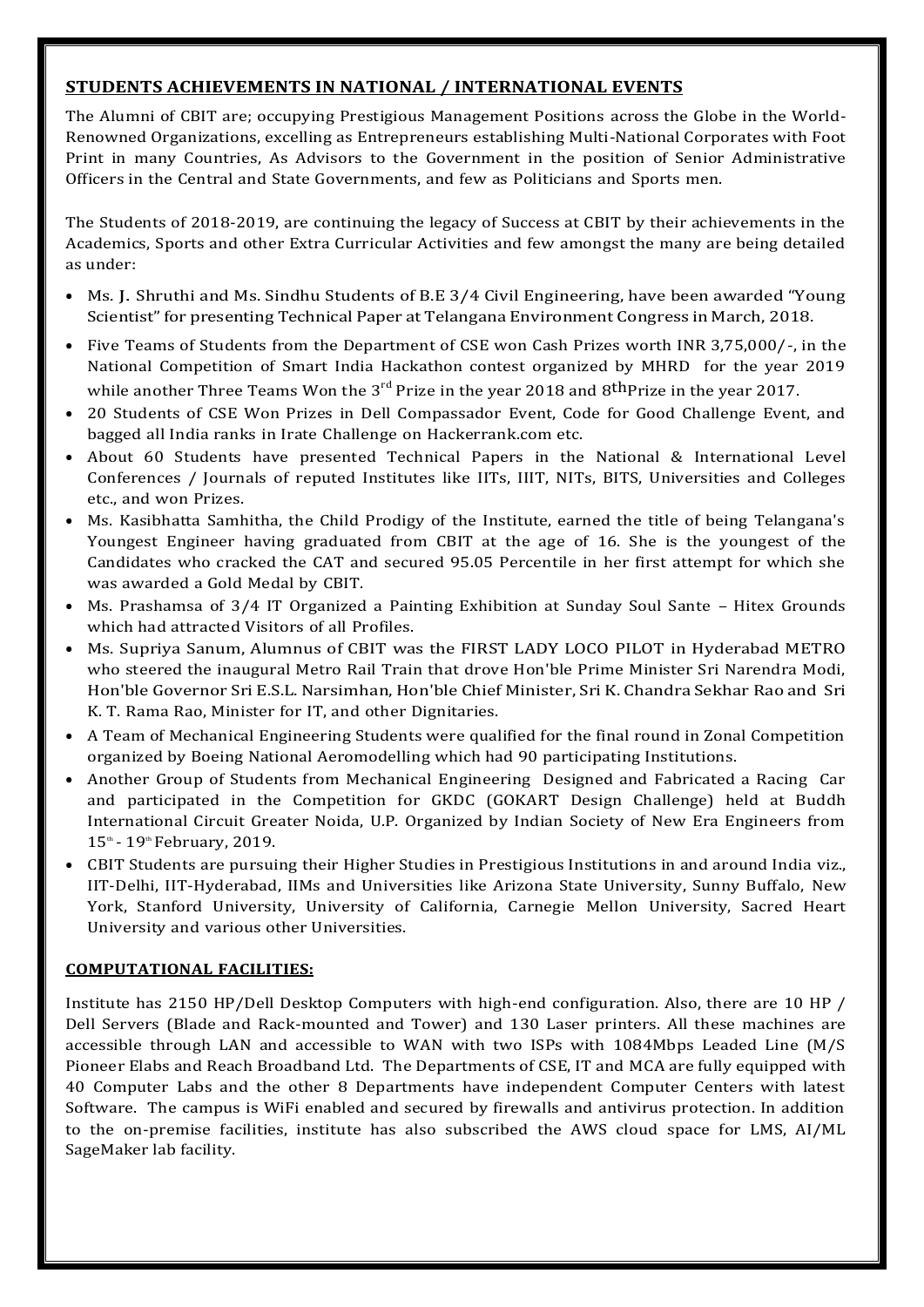## STUDENTS ACHIEVEMENTS IN NATIONAL / INTERNATIONAL EVENTS

The Alumni of CBIT are; occupying Prestigious Management Positions across the Globe in the World-Renowned Organizations, excelling as Entrepreneurs establishing Multi-National Corporates with Foot Print in many Countries, As Advisors to the Government in the position of Senior Administrative Officers in the Central and State Governments, and few as Politicians and Sports men.

The Students of 2018-2019, are continuing the legacy of Success at CBIT by their achievements in the Academics, Sports and other Extra Curricular Activities and few amongst the many are being detailed as under:

- Ms. J. Shruthi and Ms. Sindhu Students of B.E 3/4 Civil Engineering, have been awarded "Young Scientist" for presenting Technical Paper at Telangana Environment Congress in March, 2018.
- Five Teams of Students from the Department of CSE won Cash Prizes worth INR 3,75,000/-, in the National Competition of Smart India Hackathon contest organized by MHRD for the year 2019 while another Three Teams Won the 3rd Prize in the year 2018 and 8th Prize in the year 2017.
- 20 Students of CSE Won Prizes in Dell Compassador Event, Code for Good Challenge Event, and bagged all India ranks in Irate Challenge on Hackerrank.com etc.
- About 60 Students have presented Technical Papers in the National & International Level Conferences / Journals of reputed Institutes like IITs, IIIT, NITs, BITS, Universities and Colleges etc., and won Prizes.
- Ms. Kasibhatta Samhitha, the Child Prodigy of the Institute, earned the title of being Telangana's Youngest Engineer having graduated from CBIT at the age of 16. She is the youngest of the Candidates who cracked the CAT and secured 95.05 Percentile in her first attempt for which she was awarded a Gold Medal by CBIT.
- Ms. Prashamsa of 3/4 IT Organized a Painting Exhibition at Sunday Soul Sante – Hitex Grounds which had attracted Visitors of all Profiles.
- Ms. Supriya Sanum, Alumnus of CBIT was the FIRST LADY LOCO PILOT in Hyderabad METRO who steered the inaugural Metro Rail Train that drove Hon'ble Prime Minister Sri Narendra Modi, Hon'ble Governor Sri E.S.L. Narsimhan, Hon'ble Chief Minister, Sri K. Chandra Sekhar Rao and Sri K. T. Rama Rao, Minister for IT, and other Dignitaries.
- A Team of Mechanical Engineering Students were qualified for the final round in Zonal Competition organized by Boeing National Aeromodelling which had 90 participating Institutions.
- Another Group of Students from Mechanical Engineering Designed and Fabricated a Racing Car and participated in the Competition for GKDC (GOKART Design Challenge) held at Buddh International Circuit Greater Noida, U.P. Organized by Indian Society of New Era Engineers from 15th - 19th February, 2019.
- CBIT Students are pursuing their Higher Studies in Prestigious Institutions in and around India viz., IIT-Delhi, IIT-Hyderabad, IIMs and Universities like Arizona State University, Sunny Buffalo, New York, Stanford University, University of California, Carnegie Mellon University, Sacred Heart University and various other Universities.

## COMPUTATIONAL FACILITIES:

Institute has 2150 HP/Dell Desktop Computers with high-end configuration. Also, there are 10 HP / Dell Servers (Blade and Rack-mounted and Tower) and 130 Laser printers. All these machines are accessible through LAN and accessible to WAN with two ISPs with 1084Mbps Leaded Line (M/S Pioneer Elabs and Reach Broadband Ltd. The Departments of CSE, IT and MCA are fully equipped with 40 Computer Labs and the other 8 Departments have independent Computer Centers with latest Software. The campus is WiFi enabled and secured by firewalls and antivirus protection. In addition to the on-premise facilities, institute has also subscribed the AWS cloud space for LMS, AI/ML SageMaker lab facility.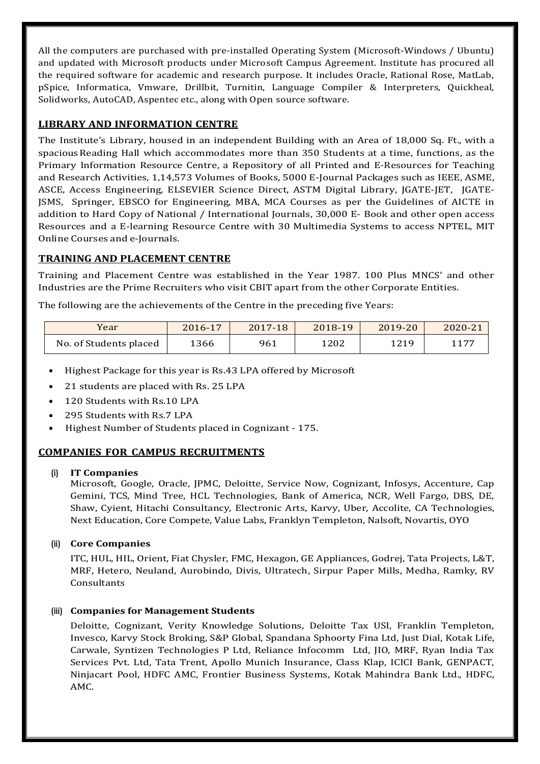All the computers are purchased with pre-installed Operating System (Microsoft-Windows / Ubuntu) and updated with Microsoft products under Microsoft Campus Agreement. Institute has procured all the required software for academic and research purpose. It includes Oracle, Rational Rose, MatLab, pSpice, Informatica, Vmware, Drillbit, Turnitin, Language Compiler & Interpreters, Quickheal, Solidworks, AutoCAD, Aspentec etc., along with Open source software.

## LIBRARY AND INFORMATION CENTRE

The Institute's Library, housed in an independent Building with an Area of 18,000 Sq. Ft., with a spacious Reading Hall which accommodates more than 350 Students at a time, functions, as the Primary Information Resource Centre, a Repository of all Printed and E-Resources for Teaching and Research Activities, 1,14,573 Volumes of Books, 5000 E-Journal Packages such as IEEE, ASME, ASCE, Access Engineering, ELSEVIER Science Direct, ASTM Digital Library, JGATE-JET, JGATE-JSMS, Springer, EBSCO for Engineering, MBA, MCA Courses as per the Guidelines of AICTE in addition to Hard Copy of National / International Journals, 30,000 E- Book and other open access Resources and a E-learning Resource Centre with 30 Multimedia Systems to access NPTEL, MIT Online Courses and e-Journals.

## TRAINING AND PLACEMENT CENTRE

Training and Placement Centre was established in the Year 1987. 100 Plus MNCS' and other Industries are the Prime Recruiters who visit CBIT apart from the other Corporate Entities.

The following are the achievements of the Centre in the preceding five Years:

| Year | 2016-17 | 2017-18 | 2018-19 | 2019-20 | 2020-21 |
|---|---|---|---|---|---|
| No. of Students placed | 1366 | 961 | 1202 | 1219 | 1177 |

- Highest Package for this year is Rs.43 LPA offered by Microsoft
- 21 students are placed with Rs. 25 LPA
- 120 Students with Rs.10 LPA
- 295 Students with Rs.7 LPA
- Highest Number of Students placed in Cognizant - 175.

## COMPANIES FOR CAMPUS RECRUITMENTS

**(i) IT Companies**

Microsoft, Google, Oracle, JPMC, Deloitte, Service Now, Cognizant, Infosys, Accenture, Cap Gemini, TCS, Mind Tree, HCL Technologies, Bank of America, NCR, Well Fargo, DBS, DE, Shaw, Cyient, Hitachi Consultancy, Electronic Arts, Karvy, Uber, Accolite, CA Technologies, Next Education, Core Compete, Value Labs, Franklyn Templeton, Nalsoft, Novartis, OYO

**(ii) Core Companies**

ITC, HUL, HIL, Orient, Fiat Chysler, FMC, Hexagon, GE Appliances, Godrej, Tata Projects, L&T, MRF, Hetero, Neuland, Aurobindo, Divis, Ultratech, Sirpur Paper Mills, Medha, Ramky, RV Consultants

**(iii) Companies for Management Students**

Deloitte, Cognizant, Verity Knowledge Solutions, Deloitte Tax USI, Franklin Templeton, Invesco, Karvy Stock Broking, S&P Global, Spandana Sphoorty Fina Ltd, Just Dial, Kotak Life, Carwale, Syntizen Technologies P Ltd, Reliance Infocomm Ltd, JIO, MRF, Ryan India Tax Services Pvt. Ltd, Tata Trent, Apollo Munich Insurance, Class Klap, ICICI Bank, GENPACT, Ninjacart Pool, HDFC AMC, Frontier Business Systems, Kotak Mahindra Bank Ltd., HDFC, AMC.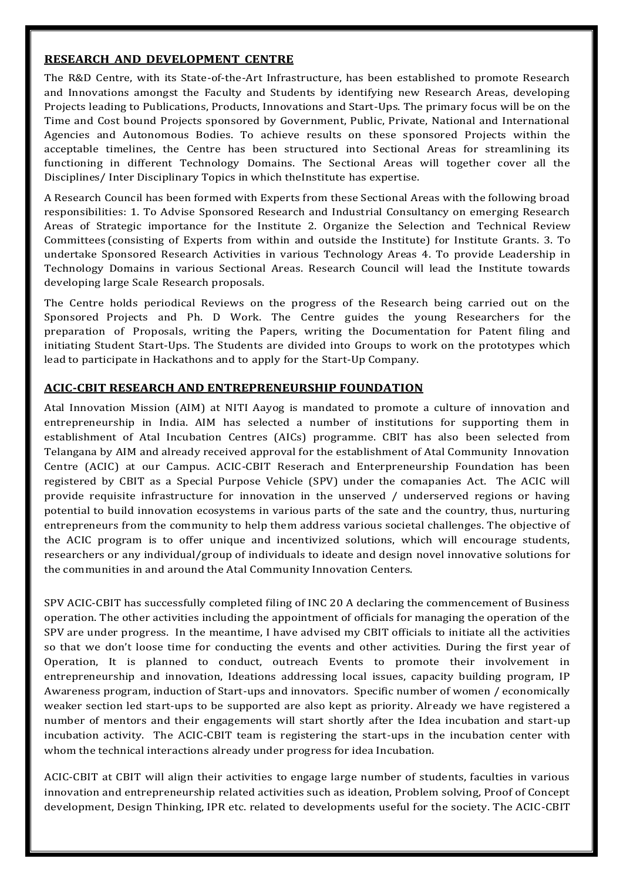## RESEARCH AND DEVELOPMENT CENTRE

The R&D Centre, with its State-of-the-Art Infrastructure, has been established to promote Research and Innovations amongst the Faculty and Students by identifying new Research Areas, developing Projects leading to Publications, Products, Innovations and Start-Ups. The primary focus will be on the Time and Cost bound Projects sponsored by Government, Public, Private, National and International Agencies and Autonomous Bodies. To achieve results on these sponsored Projects within the acceptable timelines, the Centre has been structured into Sectional Areas for streamlining its functioning in different Technology Domains. The Sectional Areas will together cover all the Disciplines/ Inter Disciplinary Topics in which theInstitute has expertise.

A Research Council has been formed with Experts from these Sectional Areas with the following broad responsibilities: 1. To Advise Sponsored Research and Industrial Consultancy on emerging Research Areas of Strategic importance for the Institute 2. Organize the Selection and Technical Review Committees (consisting of Experts from within and outside the Institute) for Institute Grants. 3. To undertake Sponsored Research Activities in various Technology Areas 4. To provide Leadership in Technology Domains in various Sectional Areas. Research Council will lead the Institute towards developing large Scale Research proposals.

The Centre holds periodical Reviews on the progress of the Research being carried out on the Sponsored Projects and Ph. D Work. The Centre guides the young Researchers for the preparation of Proposals, writing the Papers, writing the Documentation for Patent filing and initiating Student Start-Ups. The Students are divided into Groups to work on the prototypes which lead to participate in Hackathons and to apply for the Start-Up Company.

## ACIC-CBIT RESEARCH AND ENTREPRENEURSHIP FOUNDATION

Atal Innovation Mission (AIM) at NITI Aayog is mandated to promote a culture of innovation and entrepreneurship in India. AIM has selected a number of institutions for supporting them in establishment of Atal Incubation Centres (AICs) programme. CBIT has also been selected from Telangana by AIM and already received approval for the establishment of Atal Community Innovation Centre (ACIC) at our Campus. ACIC-CBIT Reserach and Enterpreneurship Foundation has been registered by CBIT as a Special Purpose Vehicle (SPV) under the comapanies Act. The ACIC will provide requisite infrastructure for innovation in the unserved / underserved regions or having potential to build innovation ecosystems in various parts of the sate and the country, thus, nurturing entrepreneurs from the community to help them address various societal challenges. The objective of the ACIC program is to offer unique and incentivized solutions, which will encourage students, researchers or any individual/group of individuals to ideate and design novel innovative solutions for the communities in and around the Atal Community Innovation Centers.

SPV ACIC-CBIT has successfully completed filing of INC 20 A declaring the commencement of Business operation. The other activities including the appointment of officials for managing the operation of the SPV are under progress. In the meantime, I have advised my CBIT officials to initiate all the activities so that we don't loose time for conducting the events and other activities. During the first year of Operation, It is planned to conduct, outreach Events to promote their involvement in entrepreneurship and innovation, Ideations addressing local issues, capacity building program, IP Awareness program, induction of Start-ups and innovators. Specific number of women / economically weaker section led start-ups to be supported are also kept as priority. Already we have registered a number of mentors and their engagements will start shortly after the Idea incubation and start-up incubation activity. The ACIC-CBIT team is registering the start-ups in the incubation center with whom the technical interactions already under progress for idea Incubation.

ACIC-CBIT at CBIT will align their activities to engage large number of students, faculties in various innovation and entrepreneurship related activities such as ideation, Problem solving, Proof of Concept development, Design Thinking, IPR etc. related to developments useful for the society. The ACIC-CBIT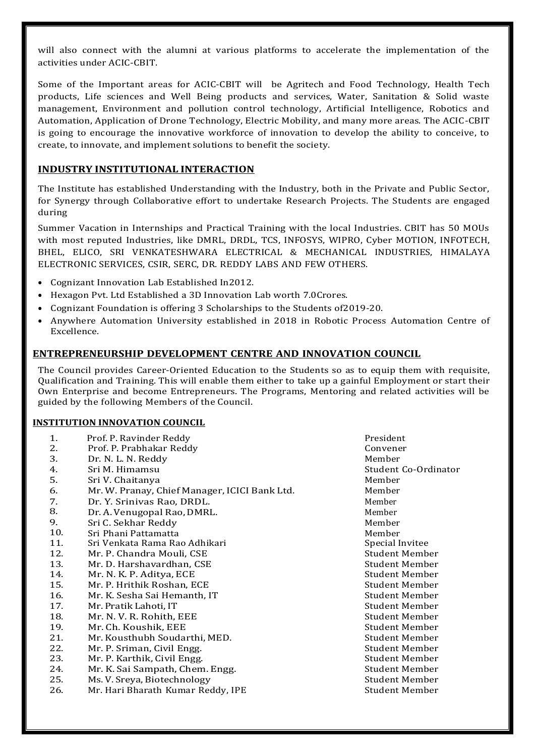will also connect with the alumni at various platforms to accelerate the implementation of the activities under ACIC-CBIT.

Some of the Important areas for ACIC-CBIT will be Agritech and Food Technology, Health Tech products, Life sciences and Well Being products and services, Water, Sanitation & Solid waste management, Environment and pollution control technology, Artificial Intelligence, Robotics and Automation, Application of Drone Technology, Electric Mobility, and many more areas. The ACIC-CBIT is going to encourage the innovative workforce of innovation to develop the ability to conceive, to create, to innovate, and implement solutions to benefit the society.

## INDUSTRY INSTITUTIONAL INTERACTION

The Institute has established Understanding with the Industry, both in the Private and Public Sector, for Synergy through Collaborative effort to undertake Research Projects. The Students are engaged during

Summer Vacation in Internships and Practical Training with the local Industries. CBIT has 50 MOUs with most reputed Industries, like DMRL, DRDL, TCS, INFOSYS, WIPRO, Cyber MOTION, INFOTECH, BHEL, ELICO, SRI VENKATESHWARA ELECTRICAL & MECHANICAL INDUSTRIES, HIMALAYA ELECTRONIC SERVICES, CSIR, SERC, DR. REDDY LABS AND FEW OTHERS.

- Cognizant Innovation Lab Established In2012.
- Hexagon Pvt. Ltd Established a 3D Innovation Lab worth 7.0Crores.
- Cognizant Foundation is offering 3 Scholarships to the Students of2019-20.
- Anywhere Automation University established in 2018 in Robotic Process Automation Centre of Excellence.

## ENTREPRENEURSHIP DEVELOPMENT CENTRE AND INNOVATION COUNCIL

The Council provides Career-Oriented Education to the Students so as to equip them with requisite, Qualification and Training. This will enable them either to take up a gainful Employment or start their Own Enterprise and become Entrepreneurs. The Programs, Mentoring and related activities will be guided by the following Members of the Council.

### INSTITUTION INNOVATION COUNCIL

| No. | Name | Role |
|---|---|---|
| 1. | Prof. P. Ravinder Reddy | President |
| 2. | Prof. P. Prabhakar Reddy | Convener |
| 3. | Dr. N. L. N. Reddy | Member |
| 4. | Sri M. Himamsu | Student Co-Ordinator |
| 5. | Sri V. Chaitanya | Member |
| 6. | Mr. W. Pranay, Chief Manager, ICICI Bank Ltd. | Member |
| 7. | Dr. Y. Srinivas Rao, DRDL. | Member |
| 8. | Dr. A. Venugopal Rao, DMRL. | Member |
| 9. | Sri C. Sekhar Reddy | Member |
| 10. | Sri Phani Pattamatta | Member |
| 11. | Sri Venkata Rama Rao Adhikari | Special Invitee |
| 12. | Mr. P. Chandra Mouli, CSE | Student Member |
| 13. | Mr. D. Harshavardhan, CSE | Student Member |
| 14. | Mr. N. K. P. Aditya, ECE | Student Member |
| 15. | Mr. P. Hrithik Roshan, ECE | Student Member |
| 16. | Mr. K. Sesha Sai Hemanth, IT | Student Member |
| 17. | Mr. Pratik Lahoti, IT | Student Member |
| 18. | Mr. N. V. R. Rohith, EEE | Student Member |
| 19. | Mr. Ch. Koushik, EEE | Student Member |
| 21. | Mr. Kousthubh Soudarthi, MED. | Student Member |
| 22. | Mr. P. Sriman, Civil Engg. | Student Member |
| 23. | Mr. P. Karthik, Civil Engg. | Student Member |
| 24. | Mr. K. Sai Sampath, Chem. Engg. | Student Member |
| 25. | Ms. V. Sreya, Biotechnology | Student Member |
| 26. | Mr. Hari Bharath Kumar Reddy, IPE | Student Member |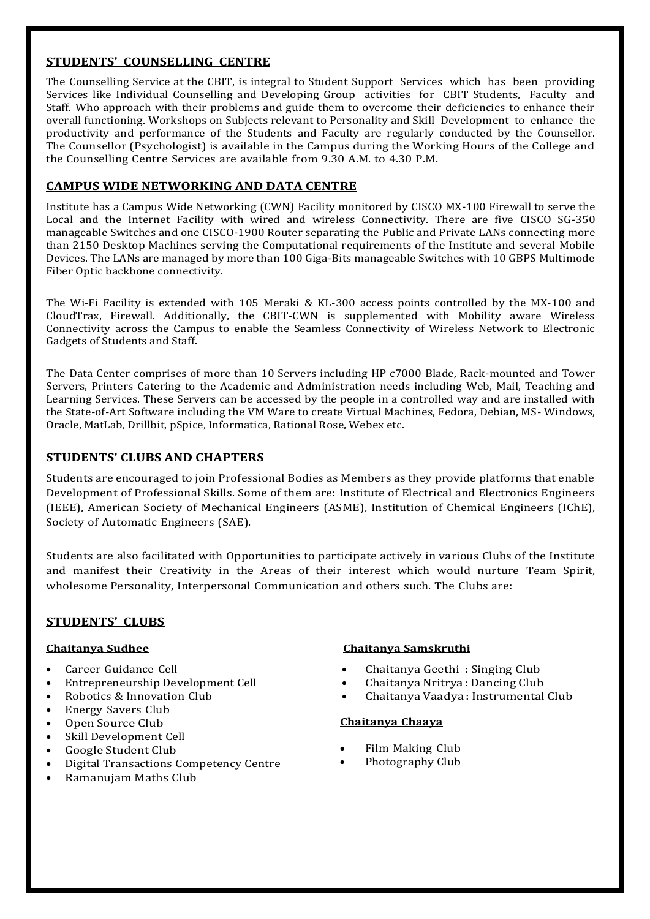## STUDENTS' COUNSELLING CENTRE

The Counselling Service at the CBIT, is integral to Student Support Services which has been providing Services like Individual Counselling and Developing Group activities for CBIT Students, Faculty and Staff. Who approach with their problems and guide them to overcome their deficiencies to enhance their overall functioning. Workshops on Subjects relevant to Personality and Skill Development to enhance the productivity and performance of the Students and Faculty are regularly conducted by the Counsellor. The Counsellor (Psychologist) is available in the Campus during the Working Hours of the College and the Counselling Centre Services are available from 9.30 A.M. to 4.30 P.M.

## CAMPUS WIDE NETWORKING AND DATA CENTRE

Institute has a Campus Wide Networking (CWN) Facility monitored by CISCO MX-100 Firewall to serve the Local and the Internet Facility with wired and wireless Connectivity. There are five CISCO SG-350 manageable Switches and one CISCO-1900 Router separating the Public and Private LANs connecting more than 2150 Desktop Machines serving the Computational requirements of the Institute and several Mobile Devices. The LANs are managed by more than 100 Giga-Bits manageable Switches with 10 GBPS Multimode Fiber Optic backbone connectivity.

The Wi-Fi Facility is extended with 105 Meraki & KL-300 access points controlled by the MX-100 and CloudTrax, Firewall. Additionally, the CBIT-CWN is supplemented with Mobility aware Wireless Connectivity across the Campus to enable the Seamless Connectivity of Wireless Network to Electronic Gadgets of Students and Staff.

The Data Center comprises of more than 10 Servers including HP c7000 Blade, Rack-mounted and Tower Servers, Printers Catering to the Academic and Administration needs including Web, Mail, Teaching and Learning Services. These Servers can be accessed by the people in a controlled way and are installed with the State-of-Art Software including the VM Ware to create Virtual Machines, Fedora, Debian, MS- Windows, Oracle, MatLab, Drillbit, pSpice, Informatica, Rational Rose, Webex etc.

## STUDENTS' CLUBS AND CHAPTERS

Students are encouraged to join Professional Bodies as Members as they provide platforms that enable Development of Professional Skills. Some of them are: Institute of Electrical and Electronics Engineers (IEEE), American Society of Mechanical Engineers (ASME), Institution of Chemical Engineers (IChE), Society of Automatic Engineers (SAE).

Students are also facilitated with Opportunities to participate actively in various Clubs of the Institute and manifest their Creativity in the Areas of their interest which would nurture Team Spirit, wholesome Personality, Interpersonal Communication and others such. The Clubs are:

## STUDENTS' CLUBS

### Chaitanya Sudhee

- Career Guidance Cell
- Entrepreneurship Development Cell
- Robotics & Innovation Club
- Energy Savers Club
- Open Source Club
- Skill Development Cell
- Google Student Club
- Digital Transactions Competency Centre
- Ramanujam Maths Club

### Chaitanya Samskruthi

- Chaitanya Geethi : Singing Club
- Chaitanya Nritrya : Dancing Club
- Chaitanya Vaadya : Instrumental Club

### Chaitanya Chaaya

- Film Making Club
- Photography Club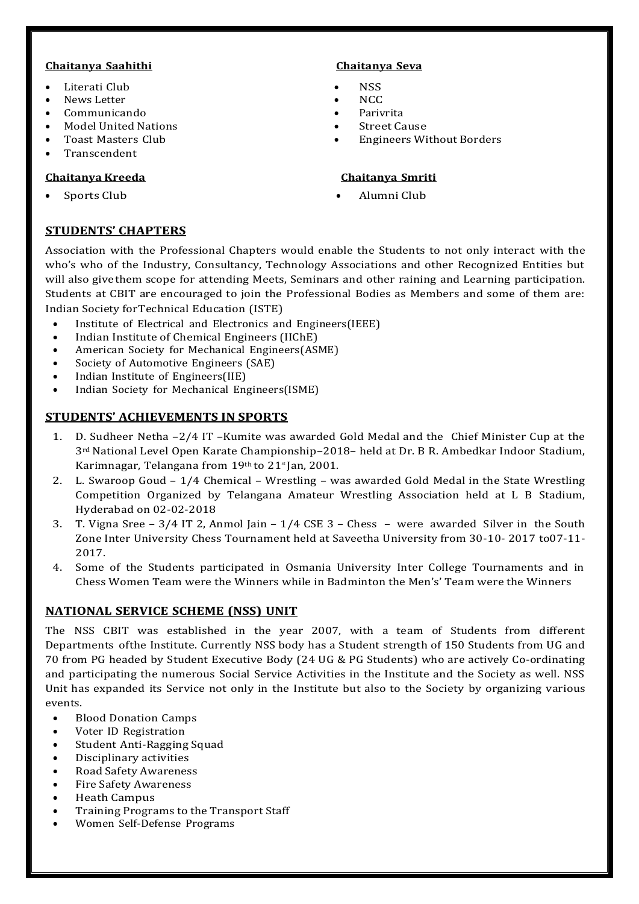**Chaitanya Saahithi**

- Literati Club
- News Letter
- Communicando
- Model United Nations
- Toast Masters Club
- Transcendent

**Chaitanya Seva**

- NSS
- NCC
- Parivrita
- Street Cause
- Engineers Without Borders

**Chaitanya Kreeda**

- Sports Club

**Chaitanya Smriti**

- Alumni Club

## STUDENTS' CHAPTERS

Association with the Professional Chapters would enable the Students to not only interact with the who's who of the Industry, Consultancy, Technology Associations and other Recognized Entities but will also give them scope for attending Meets, Seminars and other raining and Learning participation. Students at CBIT are encouraged to join the Professional Bodies as Members and some of them are: Indian Society forTechnical Education (ISTE)

- Institute of Electrical and Electronics and Engineers(IEEE)
- Indian Institute of Chemical Engineers (IIChE)
- American Society for Mechanical Engineers(ASME)
- Society of Automotive Engineers (SAE)
- Indian Institute of Engineers(IIE)
- Indian Society for Mechanical Engineers(ISME)

## STUDENTS' ACHIEVEMENTS IN SPORTS

1. D. Sudheer Netha –2/4 IT –Kumite was awarded Gold Medal and the Chief Minister Cup at the 3rd National Level Open Karate Championship–2018– held at Dr. B R. Ambedkar Indoor Stadium, Karimnagar, Telangana from 19th to 21st Jan, 2001.
2. L. Swaroop Goud – 1/4 Chemical – Wrestling – was awarded Gold Medal in the State Wrestling Competition Organized by Telangana Amateur Wrestling Association held at L B Stadium, Hyderabad on 02-02-2018
3. T. Vigna Sree – 3/4 IT 2, Anmol Jain – 1/4 CSE 3 – Chess – were awarded Silver in the South Zone Inter University Chess Tournament held at Saveetha University from 30-10- 2017 to07-11-2017.
4. Some of the Students participated in Osmania University Inter College Tournaments and in Chess Women Team were the Winners while in Badminton the Men's' Team were the Winners

## NATIONAL SERVICE SCHEME (NSS) UNIT

The NSS CBIT was established in the year 2007, with a team of Students from different Departments ofthe Institute. Currently NSS body has a Student strength of 150 Students from UG and 70 from PG headed by Student Executive Body (24 UG & PG Students) who are actively Co-ordinating and participating the numerous Social Service Activities in the Institute and the Society as well. NSS Unit has expanded its Service not only in the Institute but also to the Society by organizing various events.

- Blood Donation Camps
- Voter ID Registration
- Student Anti-Ragging Squad
- Disciplinary activities
- Road Safety Awareness
- Fire Safety Awareness
- Heath Campus
- Training Programs to the Transport Staff
- Women Self-Defense Programs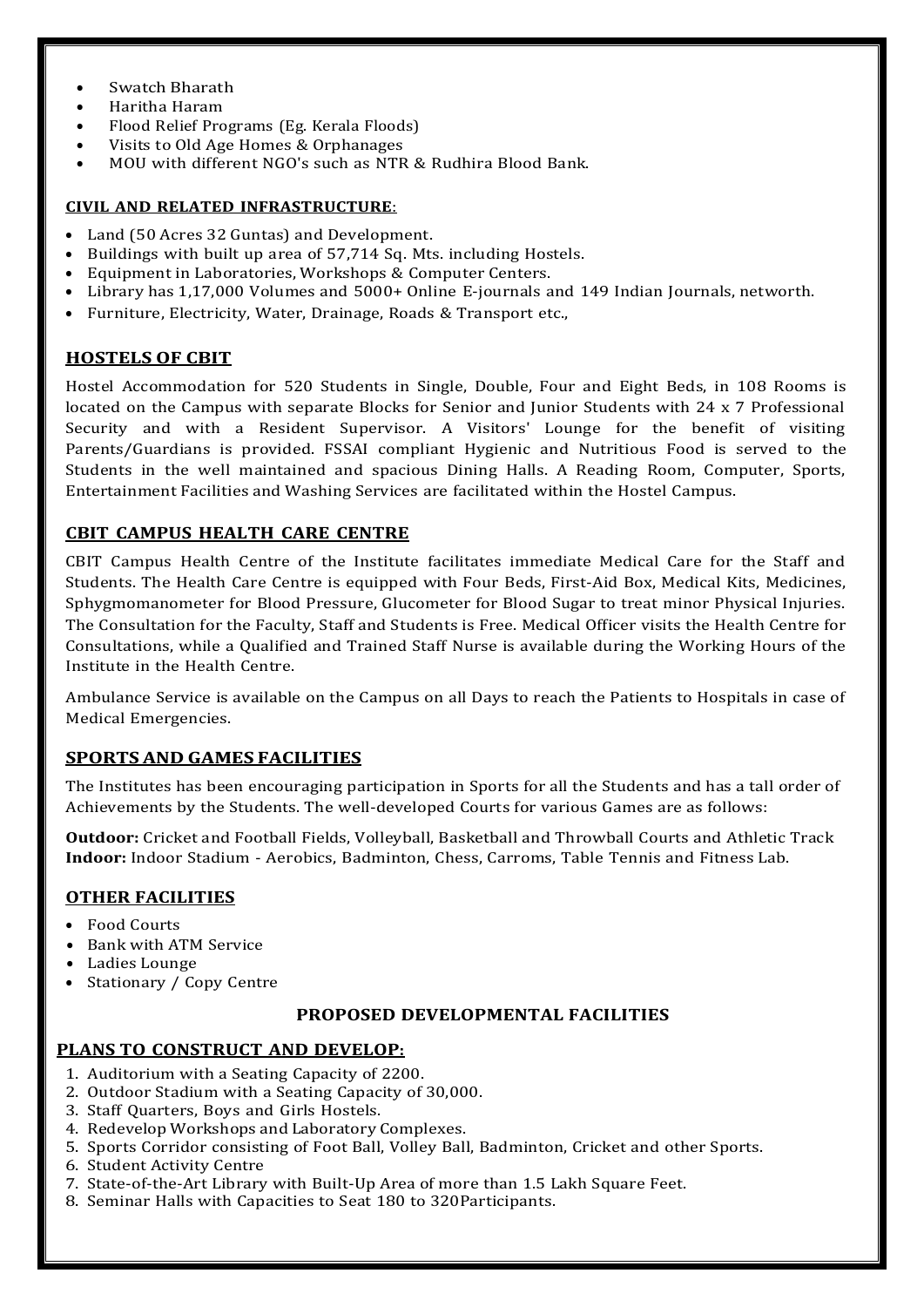- Swatch Bharath
- Haritha Haram
- Flood Relief Programs (Eg. Kerala Floods)
- Visits to Old Age Homes & Orphanages
- MOU with different NGO's such as NTR & Rudhira Blood Bank.

**CIVIL AND RELATED INFRASTRUCTURE**:

- Land (50 Acres 32 Guntas) and Development.
- Buildings with built up area of 57,714 Sq. Mts. including Hostels.
- Equipment in Laboratories, Workshops & Computer Centers.
- Library has 1,17,000 Volumes and 5000+ Online E-journals and 149 Indian Journals, networth.
- Furniture, Electricity, Water, Drainage, Roads & Transport etc.,

## HOSTELS OF CBIT

Hostel Accommodation for 520 Students in Single, Double, Four and Eight Beds, in 108 Rooms is located on the Campus with separate Blocks for Senior and Junior Students with 24 x 7 Professional Security and with a Resident Supervisor. A Visitors' Lounge for the benefit of visiting Parents/Guardians is provided. FSSAI compliant Hygienic and Nutritious Food is served to the Students in the well maintained and spacious Dining Halls. A Reading Room, Computer, Sports, Entertainment Facilities and Washing Services are facilitated within the Hostel Campus.

## CBIT CAMPUS HEALTH CARE CENTRE

CBIT Campus Health Centre of the Institute facilitates immediate Medical Care for the Staff and Students. The Health Care Centre is equipped with Four Beds, First-Aid Box, Medical Kits, Medicines, Sphygmomanometer for Blood Pressure, Glucometer for Blood Sugar to treat minor Physical Injuries. The Consultation for the Faculty, Staff and Students is Free. Medical Officer visits the Health Centre for Consultations, while a Qualified and Trained Staff Nurse is available during the Working Hours of the Institute in the Health Centre.

Ambulance Service is available on the Campus on all Days to reach the Patients to Hospitals in case of Medical Emergencies.

## SPORTS AND GAMES FACILITIES

The Institutes has been encouraging participation in Sports for all the Students and has a tall order of Achievements by the Students. The well-developed Courts for various Games are as follows:

**Outdoor:** Cricket and Football Fields, Volleyball, Basketball and Throwball Courts and Athletic Track
**Indoor:** Indoor Stadium - Aerobics, Badminton, Chess, Carroms, Table Tennis and Fitness Lab.

## OTHER FACILITIES

- Food Courts
- Bank with ATM Service
- Ladies Lounge
- Stationary / Copy Centre

## PROPOSED DEVELOPMENTAL FACILITIES

## PLANS TO CONSTRUCT AND DEVELOP:

1. Auditorium with a Seating Capacity of 2200.
2. Outdoor Stadium with a Seating Capacity of 30,000.
3. Staff Quarters, Boys and Girls Hostels.
4. Redevelop Workshops and Laboratory Complexes.
5. Sports Corridor consisting of Foot Ball, Volley Ball, Badminton, Cricket and other Sports.
6. Student Activity Centre
7. State-of-the-Art Library with Built-Up Area of more than 1.5 Lakh Square Feet.
8. Seminar Halls with Capacities to Seat 180 to 320Participants.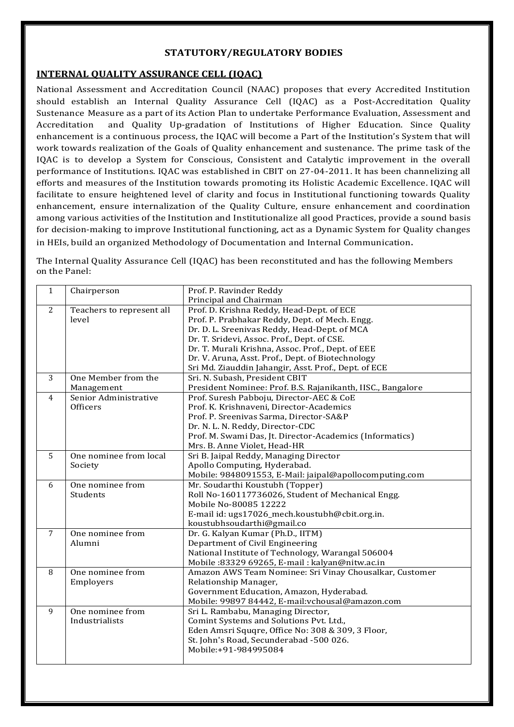# STATUTORY/REGULATORY BODIES

## INTERNAL QUALITY ASSURANCE CELL (IQAC)

National Assessment and Accreditation Council (NAAC) proposes that every Accredited Institution should establish an Internal Quality Assurance Cell (IQAC) as a Post-Accreditation Quality Sustenance Measure as a part of its Action Plan to undertake Performance Evaluation, Assessment and Accreditation and Quality Up-gradation of Institutions of Higher Education. Since Quality enhancement is a continuous process, the IQAC will become a Part of the Institution's System that will work towards realization of the Goals of Quality enhancement and sustenance. The prime task of the IQAC is to develop a System for Conscious, Consistent and Catalytic improvement in the overall performance of Institutions. IQAC was established in CBIT on 27-04-2011. It has been channelizing all efforts and measures of the Institution towards promoting its Holistic Academic Excellence. IQAC will facilitate to ensure heightened level of clarity and focus in Institutional functioning towards Quality enhancement, ensure internalization of the Quality Culture, ensure enhancement and coordination among various activities of the Institution and Institutionalize all good Practices, provide a sound basis for decision-making to improve Institutional functioning, act as a Dynamic System for Quality changes in HEIs, build an organized Methodology of Documentation and Internal Communication.

The Internal Quality Assurance Cell (IQAC) has been reconstituted and has the following Members on the Panel:

| | | |
|---|---|---|
| 1 | Chairperson | Prof. P. Ravinder Reddy<br>Principal and Chairman |
| 2 | Teachers to represent all level | Prof. D. Krishna Reddy, Head-Dept. of ECE<br>Prof. P. Prabhakar Reddy, Dept. of Mech. Engg.<br>Dr. D. L. Sreenivas Reddy, Head-Dept. of MCA<br>Dr. T. Sridevi, Assoc. Prof., Dept. of CSE.<br>Dr. T. Murali Krishna, Assoc. Prof., Dept. of EEE<br>Dr. V. Aruna, Asst. Prof., Dept. of Biotechnology<br>Sri Md. Ziauddin Jahangir, Asst. Prof., Dept. of ECE |
| 3 | One Member from the Management | Sri. N. Subash, President CBIT<br>President Nominee: Prof. B.S. Rajanikanth, IISC., Bangalore |
| 4 | Senior Administrative Officers | Prof. Suresh Pabboju, Director-AEC & CoE<br>Prof. K. Krishnaveni, Director-Academics<br>Prof. P. Sreenivas Sarma, Director-SA&P<br>Dr. N. L. N. Reddy, Director-CDC<br>Prof. M. Swami Das, Jt. Director-Academics (Informatics)<br>Mrs. B. Anne Violet, Head-HR |
| 5 | One nominee from local Society | Sri B. Jaipal Reddy, Managing Director<br>Apollo Computing, Hyderabad.<br>Mobile: 9848091553, E-Mail: jaipal@apollocomputing.com |
| 6 | One nominee from Students | Mr. Soudarthi Koustubh (Topper)<br>Roll No-160117736026, Student of Mechanical Engg.<br>Mobile No-80085 12222<br>E-mail id: ugs17026_mech.koustubh@cbit.org.in.<br>koustubhsoudarthi@gmail.co |
| 7 | One nominee from Alumni | Dr. G. Kalyan Kumar (Ph.D., IITM)<br>Department of Civil Engineering<br>National Institute of Technology, Warangal 506004<br>Mobile :83329 69265, E-mail : kalyan@nitw.ac.in |
| 8 | One nominee from Employers | Amazon AWS Team Nominee: Sri Vinay Chousalkar, Customer Relationship Manager,<br>Government Education, Amazon, Hyderabad.<br>Mobile: 99897 84442, E-mail:vchousal@amazon.com |
| 9 | One nominee from Industrialists | Sri L. Rambabu, Managing Director,<br>Comint Systems and Solutions Pvt. Ltd.,<br>Eden Amsri Squqre, Office No: 308 & 309, 3 Floor,<br>St. John's Road, Secunderabad -500 026.<br>Mobile:+91-984995084 |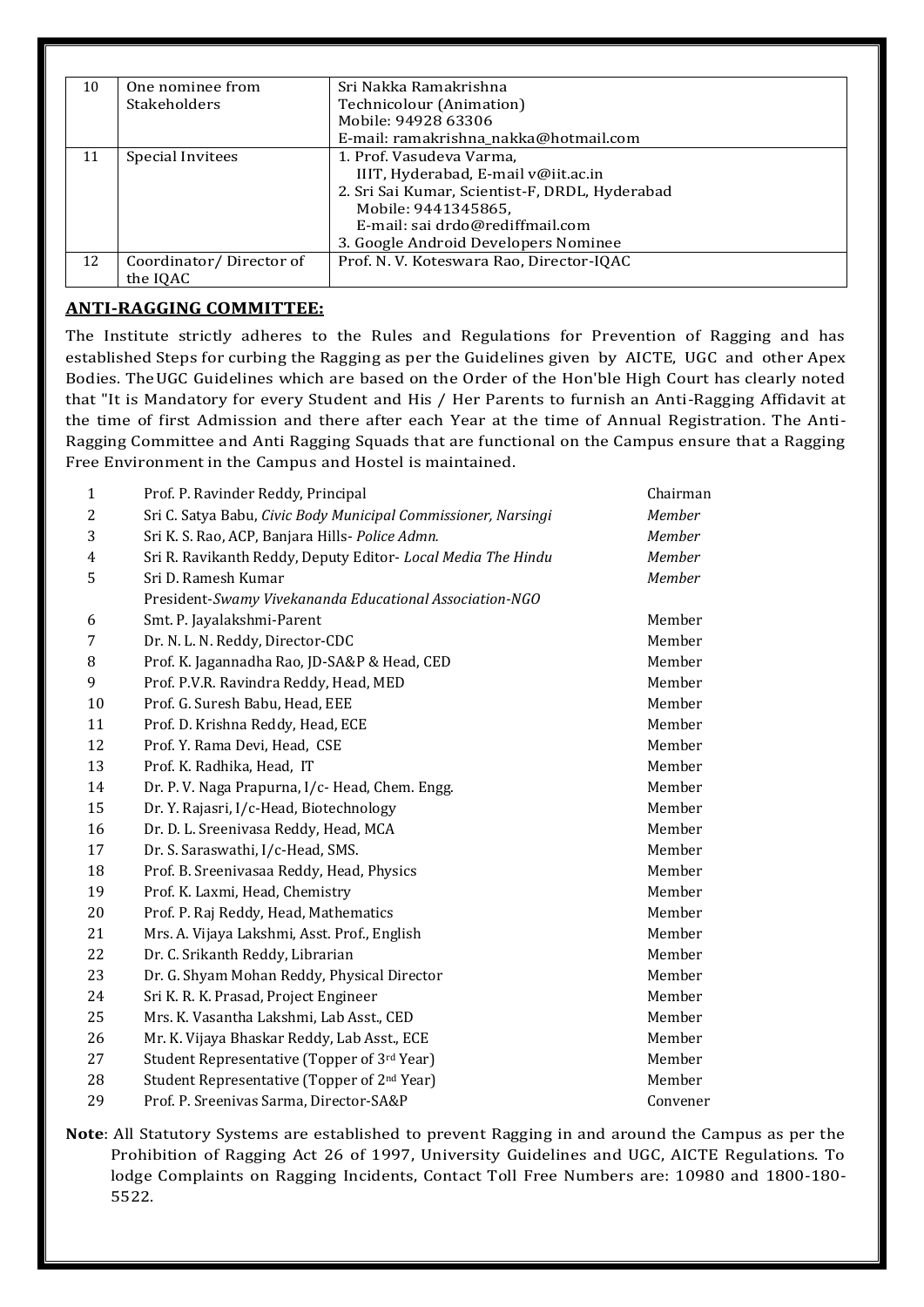| 10 | One nominee from Stakeholders | Sri Nakka Ramakrishna<br>Technicolour (Animation)<br>Mobile: 94928 63306<br>E-mail: ramakrishna_nakka@hotmail.com |
|---|---|---|
| 11 | Special Invitees | 1. Prof. Vasudeva Varma,<br>IIIT, Hyderabad, E-mail v@iit.ac.in<br>2. Sri Sai Kumar, Scientist-F, DRDL, Hyderabad<br>Mobile: 9441345865,<br>E-mail: sai drdo@rediffmail.com<br>3. Google Android Developers Nominee |
| 12 | Coordinator/ Director of the IQAC | Prof. N. V. Koteswara Rao, Director-IQAC |

## ANTI-RAGGING COMMITTEE:

The Institute strictly adheres to the Rules and Regulations for Prevention of Ragging and has established Steps for curbing the Ragging as per the Guidelines given by AICTE, UGC and other Apex Bodies. The UGC Guidelines which are based on the Order of the Hon'ble High Court has clearly noted that "It is Mandatory for every Student and His / Her Parents to furnish an Anti-Ragging Affidavit at the time of first Admission and there after each Year at the time of Annual Registration. The Anti-Ragging Committee and Anti Ragging Squads that are functional on the Campus ensure that a Ragging Free Environment in the Campus and Hostel is maintained.

| 1 | Prof. P. Ravinder Reddy, Principal | Chairman |
|---|---|---|
| 2 | Sri C. Satya Babu, *Civic Body Municipal Commissioner, Narsingi* | *Member* |
| 3 | Sri K. S. Rao, ACP, Banjara Hills- *Police Admn.* | *Member* |
| 4 | Sri R. Ravikanth Reddy, Deputy Editor- *Local Media The Hindu* | *Member* |
| 5 | Sri D. Ramesh Kumar<br>President-*Swamy Vivekananda Educational Association-NGO* | *Member* |
| 6 | Smt. P. Jayalakshmi-Parent | Member |
| 7 | Dr. N. L. N. Reddy, Director-CDC | Member |
| 8 | Prof. K. Jagannadha Rao, JD-SA&P & Head, CED | Member |
| 9 | Prof. P.V.R. Ravindra Reddy, Head, MED | Member |
| 10 | Prof. G. Suresh Babu, Head, EEE | Member |
| 11 | Prof. D. Krishna Reddy, Head, ECE | Member |
| 12 | Prof. Y. Rama Devi, Head, CSE | Member |
| 13 | Prof. K. Radhika, Head, IT | Member |
| 14 | Dr. P. V. Naga Prapurna, I/c- Head, Chem. Engg. | Member |
| 15 | Dr. Y. Rajasri, I/c-Head, Biotechnology | Member |
| 16 | Dr. D. L. Sreenivasa Reddy, Head, MCA | Member |
| 17 | Dr. S. Saraswathi, I/c-Head, SMS. | Member |
| 18 | Prof. B. Sreenivasaa Reddy, Head, Physics | Member |
| 19 | Prof. K. Laxmi, Head, Chemistry | Member |
| 20 | Prof. P. Raj Reddy, Head, Mathematics | Member |
| 21 | Mrs. A. Vijaya Lakshmi, Asst. Prof., English | Member |
| 22 | Dr. C. Srikanth Reddy, Librarian | Member |
| 23 | Dr. G. Shyam Mohan Reddy, Physical Director | Member |
| 24 | Sri K. R. K. Prasad, Project Engineer | Member |
| 25 | Mrs. K. Vasantha Lakshmi, Lab Asst., CED | Member |
| 26 | Mr. K. Vijaya Bhaskar Reddy, Lab Asst., ECE | Member |
| 27 | Student Representative (Topper of 3rd Year) | Member |
| 28 | Student Representative (Topper of 2nd Year) | Member |
| 29 | Prof. P. Sreenivas Sarma, Director-SA&P | Convener |

**Note**: All Statutory Systems are established to prevent Ragging in and around the Campus as per the Prohibition of Ragging Act 26 of 1997, University Guidelines and UGC, AICTE Regulations. To lodge Complaints on Ragging Incidents, Contact Toll Free Numbers are: 10980 and 1800-180-5522.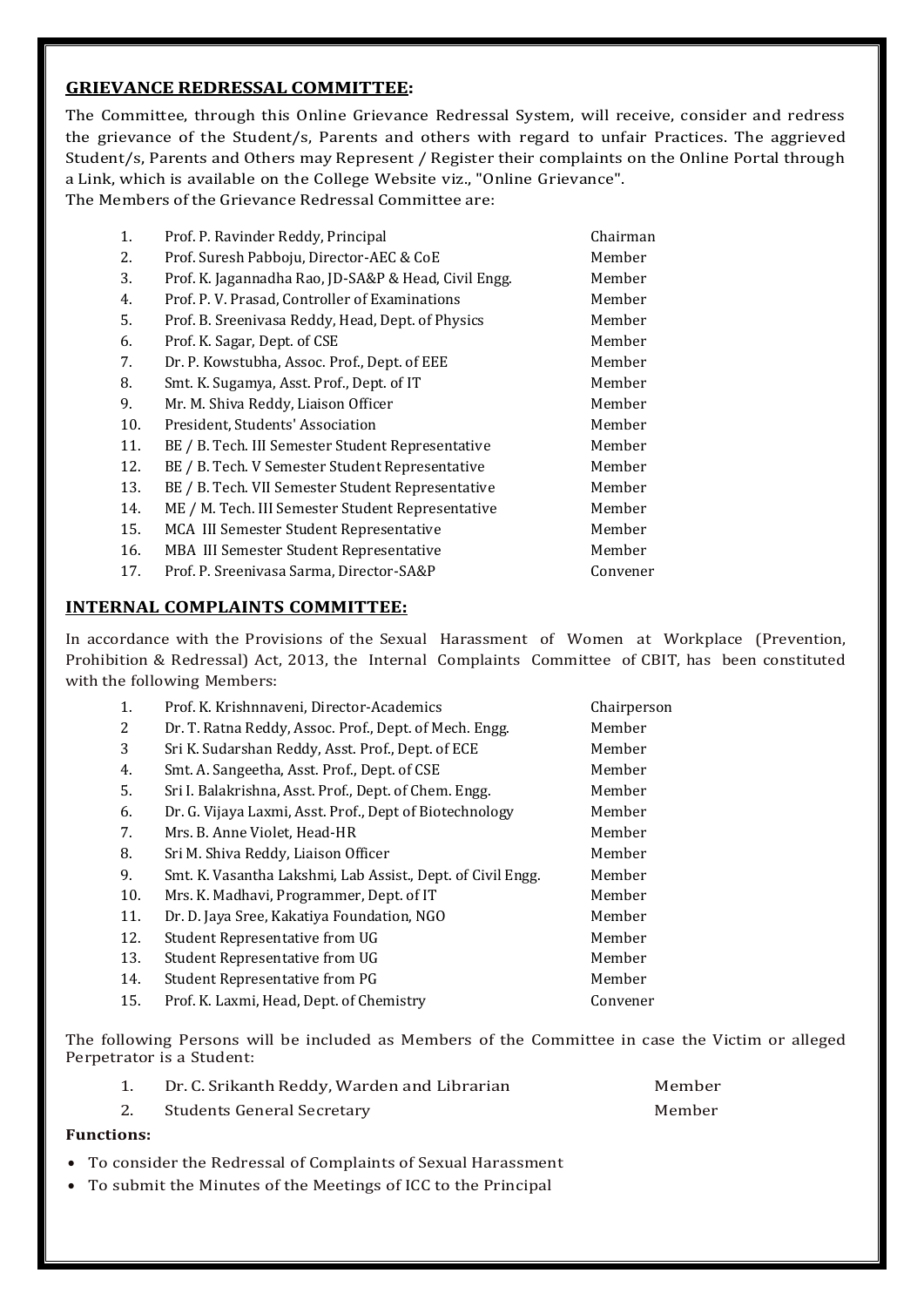## **GRIEVANCE REDRESSAL COMMITTEE:**

The Committee, through this Online Grievance Redressal System, will receive, consider and redress the grievance of the Student/s, Parents and others with regard to unfair Practices. The aggrieved Student/s, Parents and Others may Represent / Register their complaints on the Online Portal through a Link, which is available on the College Website viz., "Online Grievance".
The Members of the Grievance Redressal Committee are:

| | | |
|---|---|---|
| 1. | Prof. P. Ravinder Reddy, Principal | Chairman |
| 2. | Prof. Suresh Pabboju, Director-AEC & CoE | Member |
| 3. | Prof. K. Jagannadha Rao, JD-SA&P & Head, Civil Engg. | Member |
| 4. | Prof. P. V. Prasad, Controller of Examinations | Member |
| 5. | Prof. B. Sreenivasa Reddy, Head, Dept. of Physics | Member |
| 6. | Prof. K. Sagar, Dept. of CSE | Member |
| 7. | Dr. P. Kowstubha, Assoc. Prof., Dept. of EEE | Member |
| 8. | Smt. K. Sugamya, Asst. Prof., Dept. of IT | Member |
| 9. | Mr. M. Shiva Reddy, Liaison Officer | Member |
| 10. | President, Students' Association | Member |
| 11. | BE / B. Tech. III Semester Student Representative | Member |
| 12. | BE / B. Tech. V Semester Student Representative | Member |
| 13. | BE / B. Tech. VII Semester Student Representative | Member |
| 14. | ME / M. Tech. III Semester Student Representative | Member |
| 15. | MCA III Semester Student Representative | Member |
| 16. | MBA III Semester Student Representative | Member |
| 17. | Prof. P. Sreenivasa Sarma, Director-SA&P | Convener |

## **INTERNAL COMPLAINTS COMMITTEE:**

In accordance with the Provisions of the Sexual Harassment of Women at Workplace (Prevention, Prohibition & Redressal) Act, 2013, the Internal Complaints Committee of CBIT, has been constituted with the following Members:

| | | |
|---|---|---|
| 1. | Prof. K. Krishnnaveni, Director-Academics | Chairperson |
| 2 | Dr. T. Ratna Reddy, Assoc. Prof., Dept. of Mech. Engg. | Member |
| 3 | Sri K. Sudarshan Reddy, Asst. Prof., Dept. of ECE | Member |
| 4. | Smt. A. Sangeetha, Asst. Prof., Dept. of CSE | Member |
| 5. | Sri I. Balakrishna, Asst. Prof., Dept. of Chem. Engg. | Member |
| 6. | Dr. G. Vijaya Laxmi, Asst. Prof., Dept of Biotechnology | Member |
| 7. | Mrs. B. Anne Violet, Head-HR | Member |
| 8. | Sri M. Shiva Reddy, Liaison Officer | Member |
| 9. | Smt. K. Vasantha Lakshmi, Lab Assist., Dept. of Civil Engg. | Member |
| 10. | Mrs. K. Madhavi, Programmer, Dept. of IT | Member |
| 11. | Dr. D. Jaya Sree, Kakatiya Foundation, NGO | Member |
| 12. | Student Representative from UG | Member |
| 13. | Student Representative from UG | Member |
| 14. | Student Representative from PG | Member |
| 15. | Prof. K. Laxmi, Head, Dept. of Chemistry | Convener |

The following Persons will be included as Members of the Committee in case the Victim or alleged Perpetrator is a Student:

| | | |
|---|---|---|
| 1. | Dr. C. Srikanth Reddy, Warden and Librarian | Member |
| 2. | Students General Secretary | Member |

**Functions:**

- To consider the Redressal of Complaints of Sexual Harassment
- To submit the Minutes of the Meetings of ICC to the Principal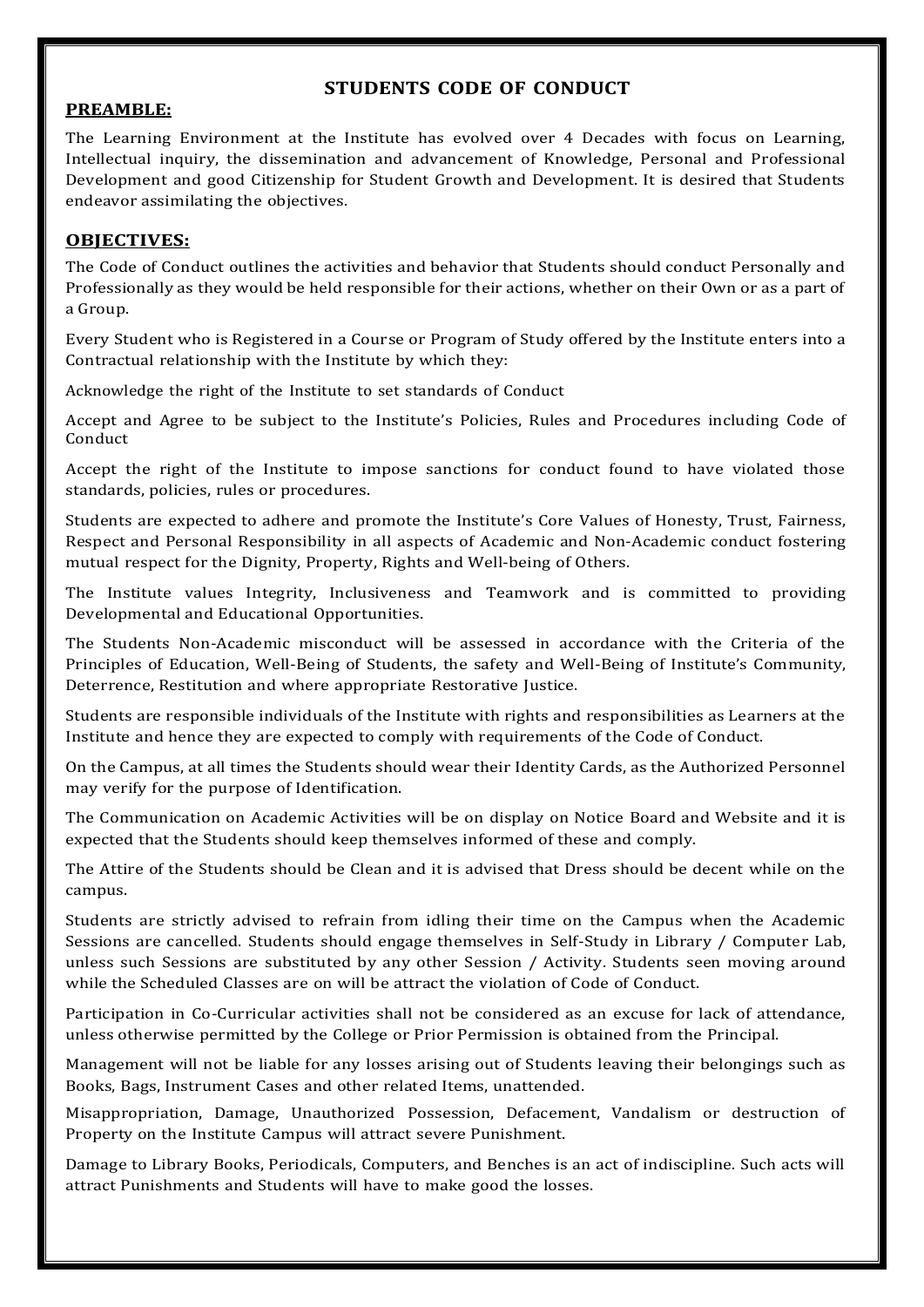# STUDENTS CODE OF CONDUCT

## PREAMBLE:

The Learning Environment at the Institute has evolved over 4 Decades with focus on Learning, Intellectual inquiry, the dissemination and advancement of Knowledge, Personal and Professional Development and good Citizenship for Student Growth and Development. It is desired that Students endeavor assimilating the objectives.

## OBJECTIVES:

The Code of Conduct outlines the activities and behavior that Students should conduct Personally and Professionally as they would be held responsible for their actions, whether on their Own or as a part of a Group.

Every Student who is Registered in a Course or Program of Study offered by the Institute enters into a Contractual relationship with the Institute by which they:

Acknowledge the right of the Institute to set standards of Conduct

Accept and Agree to be subject to the Institute's Policies, Rules and Procedures including Code of Conduct

Accept the right of the Institute to impose sanctions for conduct found to have violated those standards, policies, rules or procedures.

Students are expected to adhere and promote the Institute's Core Values of Honesty, Trust, Fairness, Respect and Personal Responsibility in all aspects of Academic and Non-Academic conduct fostering mutual respect for the Dignity, Property, Rights and Well-being of Others.

The Institute values Integrity, Inclusiveness and Teamwork and is committed to providing Developmental and Educational Opportunities.

The Students Non-Academic misconduct will be assessed in accordance with the Criteria of the Principles of Education, Well-Being of Students, the safety and Well-Being of Institute's Community, Deterrence, Restitution and where appropriate Restorative Justice.

Students are responsible individuals of the Institute with rights and responsibilities as Learners at the Institute and hence they are expected to comply with requirements of the Code of Conduct.

On the Campus, at all times the Students should wear their Identity Cards, as the Authorized Personnel may verify for the purpose of Identification.

The Communication on Academic Activities will be on display on Notice Board and Website and it is expected that the Students should keep themselves informed of these and comply.

The Attire of the Students should be Clean and it is advised that Dress should be decent while on the campus.

Students are strictly advised to refrain from idling their time on the Campus when the Academic Sessions are cancelled. Students should engage themselves in Self-Study in Library / Computer Lab, unless such Sessions are substituted by any other Session / Activity. Students seen moving around while the Scheduled Classes are on will be attract the violation of Code of Conduct.

Participation in Co-Curricular activities shall not be considered as an excuse for lack of attendance, unless otherwise permitted by the College or Prior Permission is obtained from the Principal.

Management will not be liable for any losses arising out of Students leaving their belongings such as Books, Bags, Instrument Cases and other related Items, unattended.

Misappropriation, Damage, Unauthorized Possession, Defacement, Vandalism or destruction of Property on the Institute Campus will attract severe Punishment.

Damage to Library Books, Periodicals, Computers, and Benches is an act of indiscipline. Such acts will attract Punishments and Students will have to make good the losses.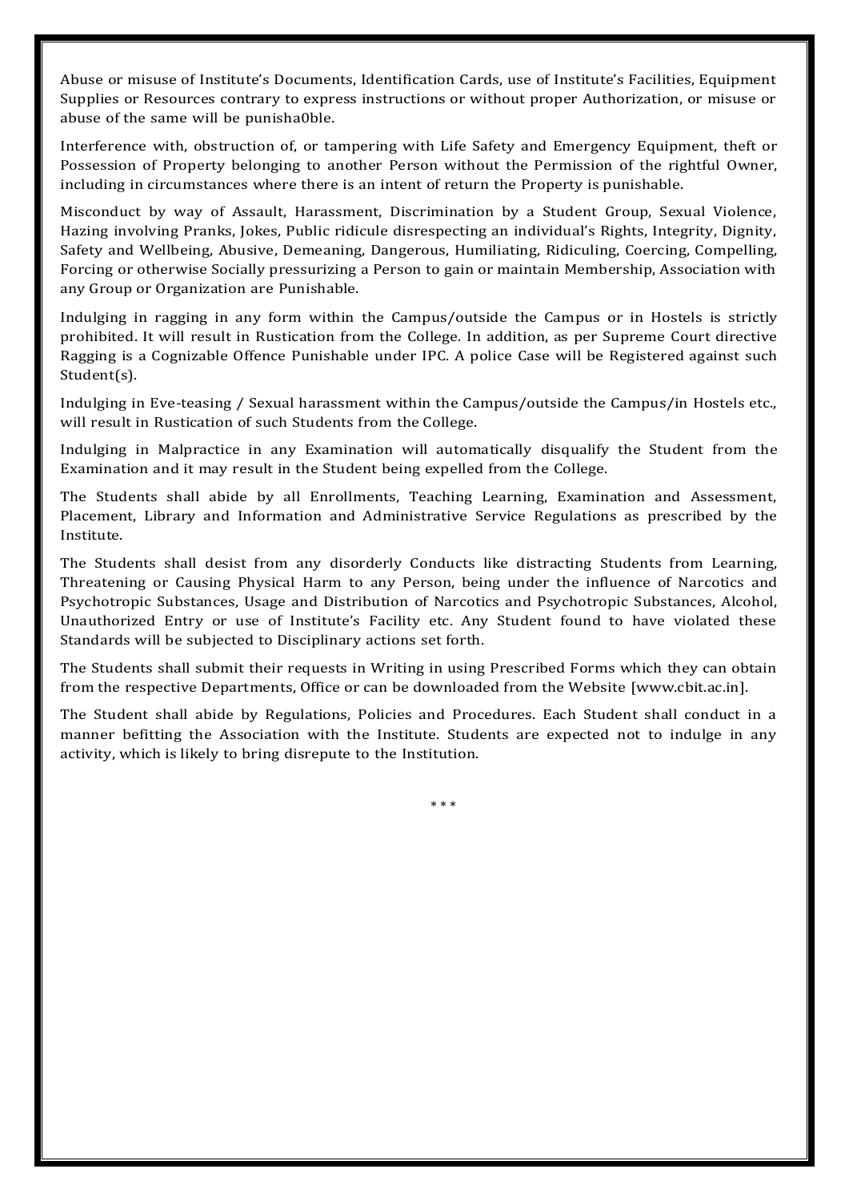Abuse or misuse of Institute's Documents, Identification Cards, use of Institute's Facilities, Equipment Supplies or Resources contrary to express instructions or without proper Authorization, or misuse or abuse of the same will be punisha0ble.

Interference with, obstruction of, or tampering with Life Safety and Emergency Equipment, theft or Possession of Property belonging to another Person without the Permission of the rightful Owner, including in circumstances where there is an intent of return the Property is punishable.

Misconduct by way of Assault, Harassment, Discrimination by a Student Group, Sexual Violence, Hazing involving Pranks, Jokes, Public ridicule disrespecting an individual's Rights, Integrity, Dignity, Safety and Wellbeing, Abusive, Demeaning, Dangerous, Humiliating, Ridiculing, Coercing, Compelling, Forcing or otherwise Socially pressurizing a Person to gain or maintain Membership, Association with any Group or Organization are Punishable.

Indulging in ragging in any form within the Campus/outside the Campus or in Hostels is strictly prohibited. It will result in Rustication from the College. In addition, as per Supreme Court directive Ragging is a Cognizable Offence Punishable under IPC. A police Case will be Registered against such Student(s).

Indulging in Eve-teasing / Sexual harassment within the Campus/outside the Campus/in Hostels etc., will result in Rustication of such Students from the College.

Indulging in Malpractice in any Examination will automatically disqualify the Student from the Examination and it may result in the Student being expelled from the College.

The Students shall abide by all Enrollments, Teaching Learning, Examination and Assessment, Placement, Library and Information and Administrative Service Regulations as prescribed by the Institute.

The Students shall desist from any disorderly Conducts like distracting Students from Learning, Threatening or Causing Physical Harm to any Person, being under the influence of Narcotics and Psychotropic Substances, Usage and Distribution of Narcotics and Psychotropic Substances, Alcohol, Unauthorized Entry or use of Institute's Facility etc. Any Student found to have violated these Standards will be subjected to Disciplinary actions set forth.

The Students shall submit their requests in Writing in using Prescribed Forms which they can obtain from the respective Departments, Office or can be downloaded from the Website [www.cbit.ac.in].

The Student shall abide by Regulations, Policies and Procedures. Each Student shall conduct in a manner befitting the Association with the Institute. Students are expected not to indulge in any activity, which is likely to bring disrepute to the Institution.

\* \* \*